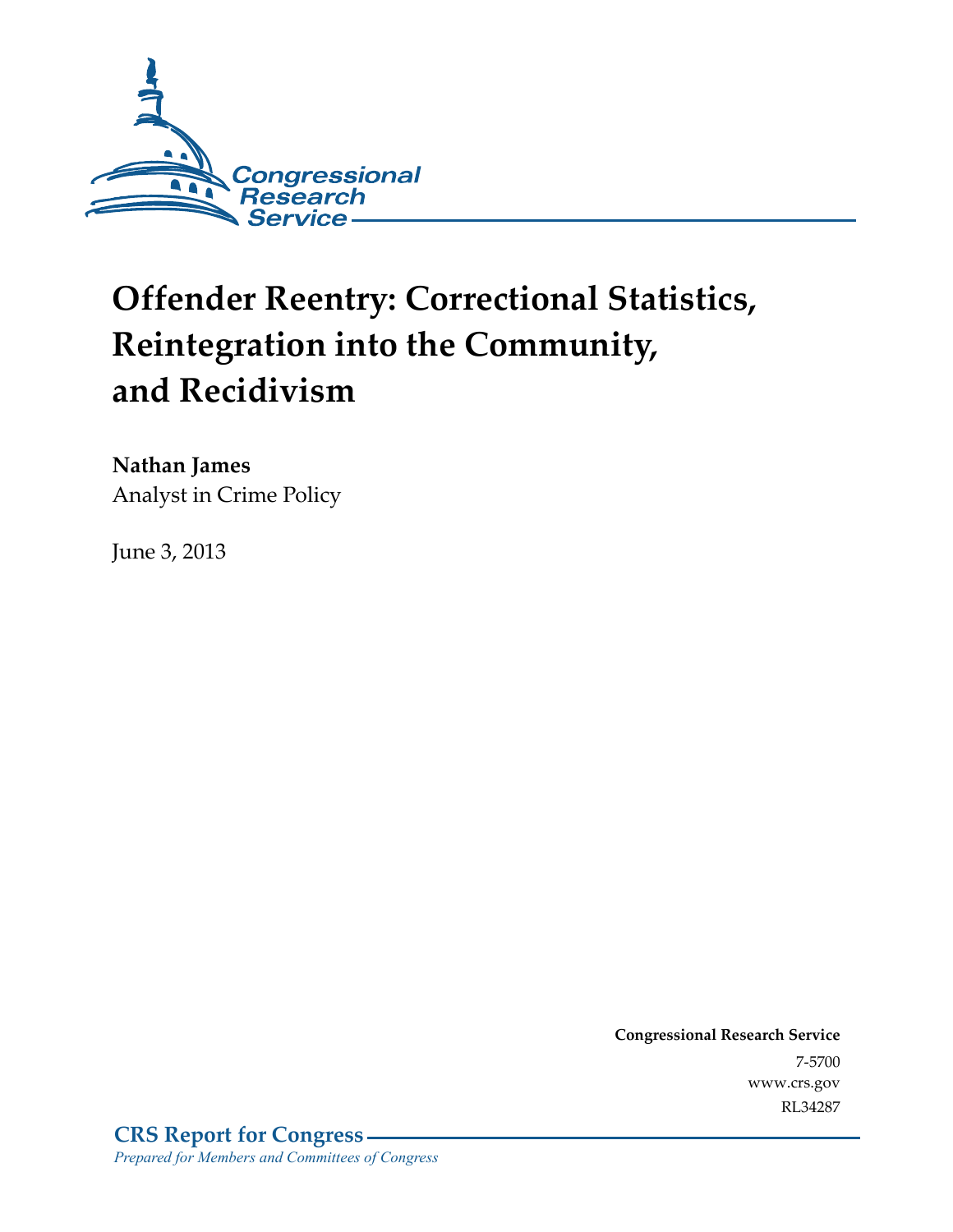Congressional Research Service

# Offender Reentry: Correctional Statistics, Reintegration into the Community, and Recidivism

**Nathan James**
Analyst in Crime Policy

June 3, 2013

**Congressional Research Service**
7-5700
www.crs.gov
RL34287

**CRS Report for Congress**
*Prepared for Members and Committees of Congress*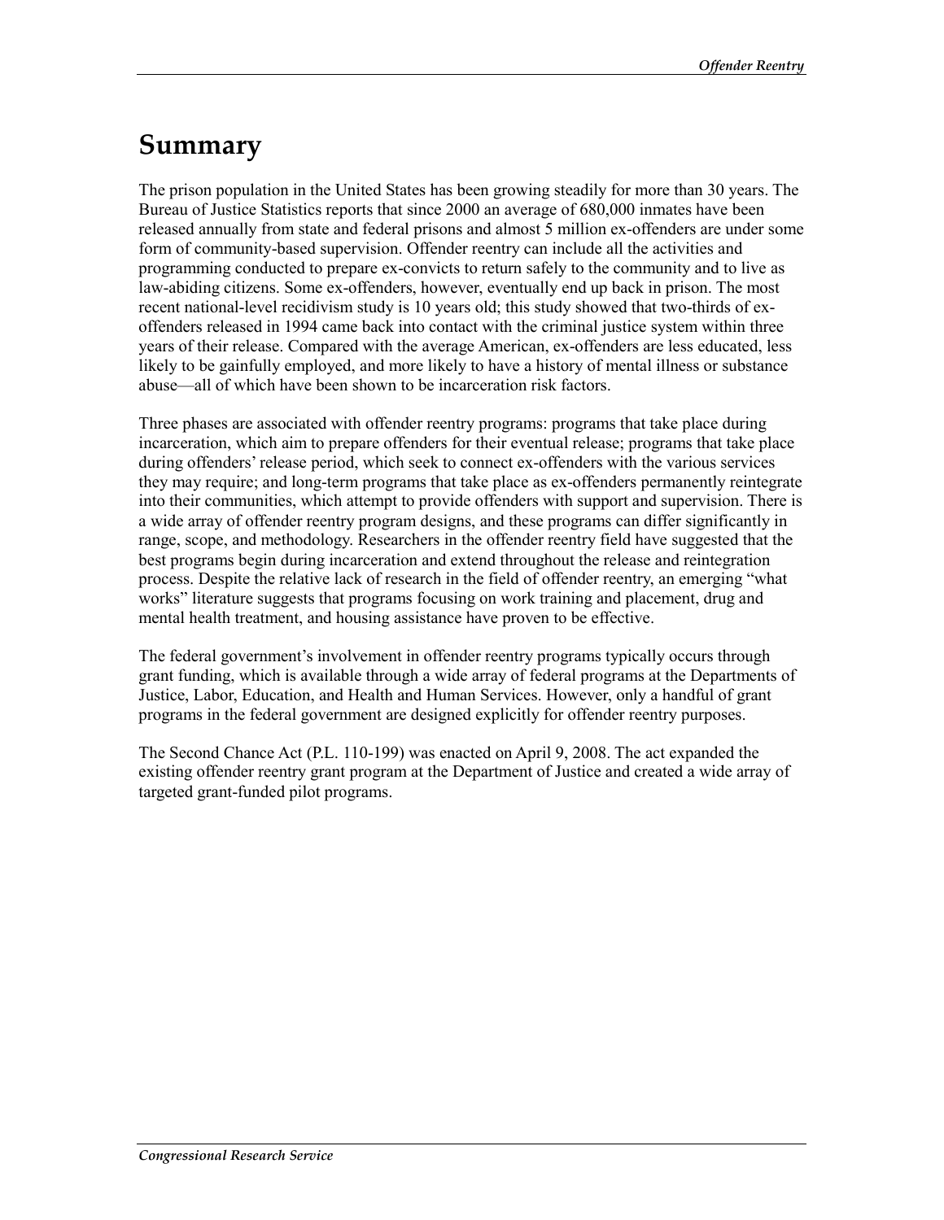# Summary

The prison population in the United States has been growing steadily for more than 30 years. The Bureau of Justice Statistics reports that since 2000 an average of 680,000 inmates have been released annually from state and federal prisons and almost 5 million ex-offenders are under some form of community-based supervision. Offender reentry can include all the activities and programming conducted to prepare ex-convicts to return safely to the community and to live as law-abiding citizens. Some ex-offenders, however, eventually end up back in prison. The most recent national-level recidivism study is 10 years old; this study showed that two-thirds of ex-offenders released in 1994 came back into contact with the criminal justice system within three years of their release. Compared with the average American, ex-offenders are less educated, less likely to be gainfully employed, and more likely to have a history of mental illness or substance abuse—all of which have been shown to be incarceration risk factors.

Three phases are associated with offender reentry programs: programs that take place during incarceration, which aim to prepare offenders for their eventual release; programs that take place during offenders' release period, which seek to connect ex-offenders with the various services they may require; and long-term programs that take place as ex-offenders permanently reintegrate into their communities, which attempt to provide offenders with support and supervision. There is a wide array of offender reentry program designs, and these programs can differ significantly in range, scope, and methodology. Researchers in the offender reentry field have suggested that the best programs begin during incarceration and extend throughout the release and reintegration process. Despite the relative lack of research in the field of offender reentry, an emerging "what works" literature suggests that programs focusing on work training and placement, drug and mental health treatment, and housing assistance have proven to be effective.

The federal government's involvement in offender reentry programs typically occurs through grant funding, which is available through a wide array of federal programs at the Departments of Justice, Labor, Education, and Health and Human Services. However, only a handful of grant programs in the federal government are designed explicitly for offender reentry purposes.

The Second Chance Act (P.L. 110-199) was enacted on April 9, 2008. The act expanded the existing offender reentry grant program at the Department of Justice and created a wide array of targeted grant-funded pilot programs.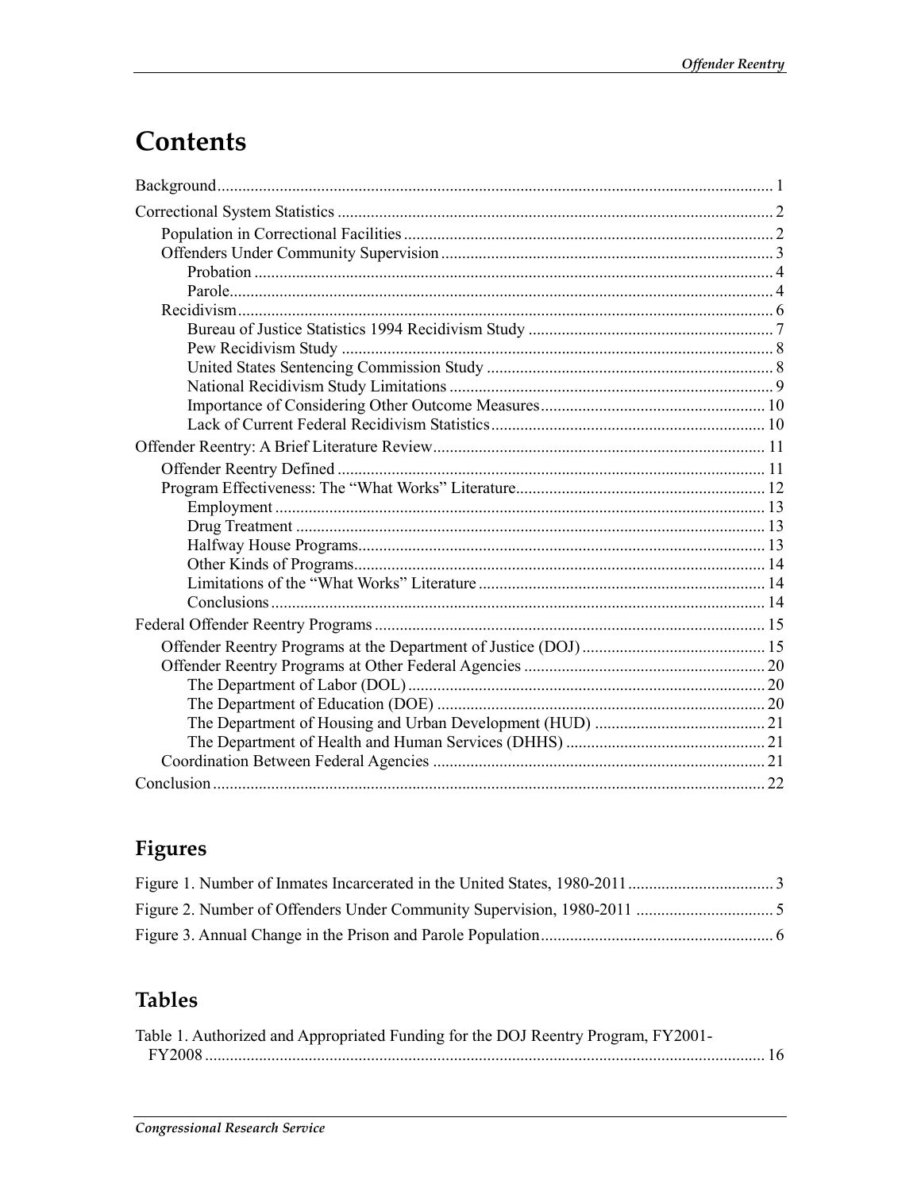# Contents

Background ..... 1

Correctional System Statistics ..... 2

- Population in Correctional Facilities ..... 2
- Offenders Under Community Supervision ..... 3
  - Probation ..... 4
  - Parole ..... 4
- Recidivism ..... 6
  - Bureau of Justice Statistics 1994 Recidivism Study ..... 7
  - Pew Recidivism Study ..... 8
  - United States Sentencing Commission Study ..... 8
  - National Recidivism Study Limitations ..... 9
  - Importance of Considering Other Outcome Measures ..... 10
  - Lack of Current Federal Recidivism Statistics ..... 10

Offender Reentry: A Brief Literature Review ..... 11

- Offender Reentry Defined ..... 11
- Program Effectiveness: The "What Works" Literature ..... 12
  - Employment ..... 13
  - Drug Treatment ..... 13
  - Halfway House Programs ..... 13
  - Other Kinds of Programs ..... 14
  - Limitations of the "What Works" Literature ..... 14
  - Conclusions ..... 14

Federal Offender Reentry Programs ..... 15

- Offender Reentry Programs at the Department of Justice (DOJ) ..... 15
- Offender Reentry Programs at Other Federal Agencies ..... 20
  - The Department of Labor (DOL) ..... 20
  - The Department of Education (DOE) ..... 20
  - The Department of Housing and Urban Development (HUD) ..... 21
  - The Department of Health and Human Services (DHHS) ..... 21
- Coordination Between Federal Agencies ..... 21

Conclusion ..... 22

## Figures

Figure 1. Number of Inmates Incarcerated in the United States, 1980-2011 ..... 3

Figure 2. Number of Offenders Under Community Supervision, 1980-2011 ..... 5

Figure 3. Annual Change in the Prison and Parole Population ..... 6

## Tables

Table 1. Authorized and Appropriated Funding for the DOJ Reentry Program, FY2001-FY2008 ..... 16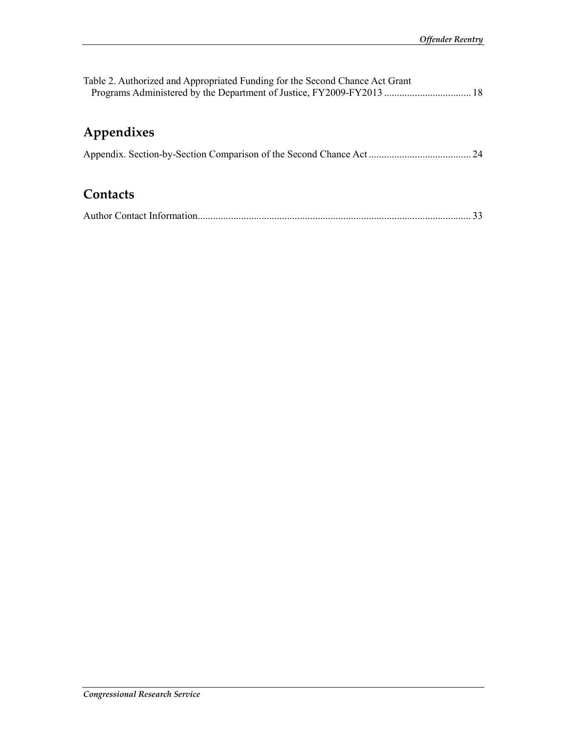Table 2. Authorized and Appropriated Funding for the Second Chance Act Grant Programs Administered by the Department of Justice, FY2009-FY2013 ................................. 18

## Appendixes

Appendix. Section-by-Section Comparison of the Second Chance Act ........................................ 24

## Contacts

Author Contact Information........................................................................................................... 33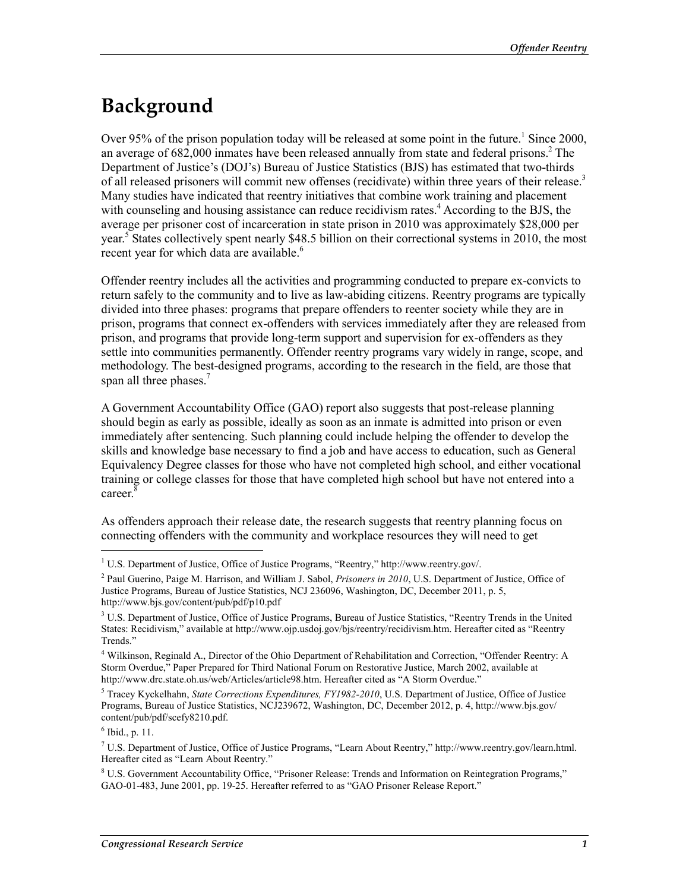# Background

Over 95% of the prison population today will be released at some point in the future.[1] Since 2000, an average of 682,000 inmates have been released annually from state and federal prisons.[2] The Department of Justice's (DOJ's) Bureau of Justice Statistics (BJS) has estimated that two-thirds of all released prisoners will commit new offenses (recidivate) within three years of their release.[3] Many studies have indicated that reentry initiatives that combine work training and placement with counseling and housing assistance can reduce recidivism rates.[4] According to the BJS, the average per prisoner cost of incarceration in state prison in 2010 was approximately $28,000 per year.[5] States collectively spent nearly $48.5 billion on their correctional systems in 2010, the most recent year for which data are available.[6]

Offender reentry includes all the activities and programming conducted to prepare ex-convicts to return safely to the community and to live as law-abiding citizens. Reentry programs are typically divided into three phases: programs that prepare offenders to reenter society while they are in prison, programs that connect ex-offenders with services immediately after they are released from prison, and programs that provide long-term support and supervision for ex-offenders as they settle into communities permanently. Offender reentry programs vary widely in range, scope, and methodology. The best-designed programs, according to the research in the field, are those that span all three phases.[7]

A Government Accountability Office (GAO) report also suggests that post-release planning should begin as early as possible, ideally as soon as an inmate is admitted into prison or even immediately after sentencing. Such planning could include helping the offender to develop the skills and knowledge base necessary to find a job and have access to education, such as General Equivalency Degree classes for those who have not completed high school, and either vocational training or college classes for those that have completed high school but have not entered into a career.[8]

As offenders approach their release date, the research suggests that reentry planning focus on connecting offenders with the community and workplace resources they will need to get

---

[1] U.S. Department of Justice, Office of Justice Programs, "Reentry," http://www.reentry.gov/.

[2] Paul Guerino, Paige M. Harrison, and William J. Sabol, *Prisoners in 2010*, U.S. Department of Justice, Office of Justice Programs, Bureau of Justice Statistics, NCJ 236096, Washington, DC, December 2011, p. 5, http://www.bjs.gov/content/pub/pdf/p10.pdf

[3] U.S. Department of Justice, Office of Justice Programs, Bureau of Justice Statistics, "Reentry Trends in the United States: Recidivism," available at http://www.ojp.usdoj.gov/bjs/reentry/recidivism.htm. Hereafter cited as "Reentry Trends."

[4] Wilkinson, Reginald A., Director of the Ohio Department of Rehabilitation and Correction, "Offender Reentry: A Storm Overdue," Paper Prepared for Third National Forum on Restorative Justice, March 2002, available at http://www.drc.state.oh.us/web/Articles/article98.htm. Hereafter cited as "A Storm Overdue."

[5] Tracey Kyckelhahn, *State Corrections Expenditures, FY1982-2010*, U.S. Department of Justice, Office of Justice Programs, Bureau of Justice Statistics, NCJ239672, Washington, DC, December 2012, p. 4, http://www.bjs.gov/content/pub/pdf/scefy8210.pdf.

[6] Ibid., p. 11.

[7] U.S. Department of Justice, Office of Justice Programs, "Learn About Reentry," http://www.reentry.gov/learn.html. Hereafter cited as "Learn About Reentry."

[8] U.S. Government Accountability Office, "Prisoner Release: Trends and Information on Reintegration Programs," GAO-01-483, June 2001, pp. 19-25. Hereafter referred to as "GAO Prisoner Release Report."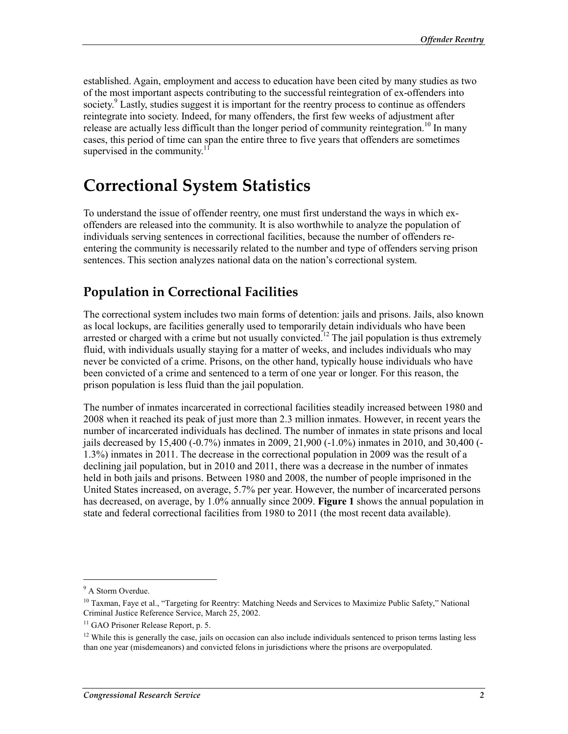established. Again, employment and access to education have been cited by many studies as two of the most important aspects contributing to the successful reintegration of ex-offenders into society.[9] Lastly, studies suggest it is important for the reentry process to continue as offenders reintegrate into society. Indeed, for many offenders, the first few weeks of adjustment after release are actually less difficult than the longer period of community reintegration.[10] In many cases, this period of time can span the entire three to five years that offenders are sometimes supervised in the community.[11]

# Correctional System Statistics

To understand the issue of offender reentry, one must first understand the ways in which ex-offenders are released into the community. It is also worthwhile to analyze the population of individuals serving sentences in correctional facilities, because the number of offenders re-entering the community is necessarily related to the number and type of offenders serving prison sentences. This section analyzes national data on the nation's correctional system.

## Population in Correctional Facilities

The correctional system includes two main forms of detention: jails and prisons. Jails, also known as local lockups, are facilities generally used to temporarily detain individuals who have been arrested or charged with a crime but not usually convicted.[12] The jail population is thus extremely fluid, with individuals usually staying for a matter of weeks, and includes individuals who may never be convicted of a crime. Prisons, on the other hand, typically house individuals who have been convicted of a crime and sentenced to a term of one year or longer. For this reason, the prison population is less fluid than the jail population.

The number of inmates incarcerated in correctional facilities steadily increased between 1980 and 2008 when it reached its peak of just more than 2.3 million inmates. However, in recent years the number of incarcerated individuals has declined. The number of inmates in state prisons and local jails decreased by 15,400 (-0.7%) inmates in 2009, 21,900 (-1.0%) inmates in 2010, and 30,400 (-1.3%) inmates in 2011. The decrease in the correctional population in 2009 was the result of a declining jail population, but in 2010 and 2011, there was a decrease in the number of inmates held in both jails and prisons. Between 1980 and 2008, the number of people imprisoned in the United States increased, on average, 5.7% per year. However, the number of incarcerated persons has decreased, on average, by 1.0% annually since 2009. **Figure 1** shows the annual population in state and federal correctional facilities from 1980 to 2011 (the most recent data available).

---

[9] A Storm Overdue.

[10] Taxman, Faye et al., "Targeting for Reentry: Matching Needs and Services to Maximize Public Safety," National Criminal Justice Reference Service, March 25, 2002.

[11] GAO Prisoner Release Report, p. 5.

[12] While this is generally the case, jails on occasion can also include individuals sentenced to prison terms lasting less than one year (misdemeanors) and convicted felons in jurisdictions where the prisons are overpopulated.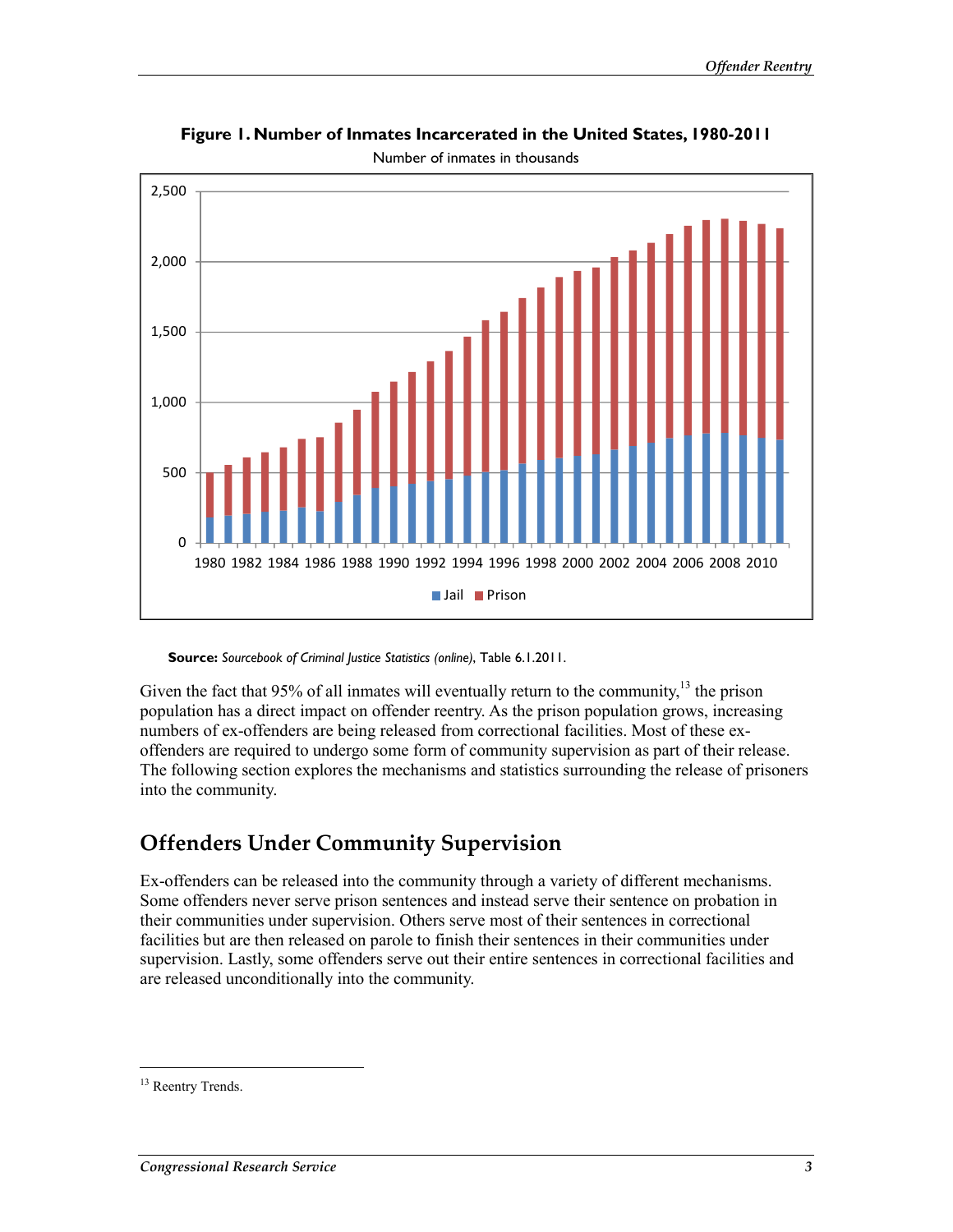**Figure 1. Number of Inmates Incarcerated in the United States, 1980-2011**

Number of inmates in thousands

**Source:** *Sourcebook of Criminal Justice Statistics (online)*, Table 6.1.2011.

Given the fact that 95% of all inmates will eventually return to the community,[13] the prison population has a direct impact on offender reentry. As the prison population grows, increasing numbers of ex-offenders are being released from correctional facilities. Most of these ex-offenders are required to undergo some form of community supervision as part of their release. The following section explores the mechanisms and statistics surrounding the release of prisoners into the community.

## Offenders Under Community Supervision

Ex-offenders can be released into the community through a variety of different mechanisms. Some offenders never serve prison sentences and instead serve their sentence on probation in their communities under supervision. Others serve most of their sentences in correctional facilities but are then released on parole to finish their sentences in their communities under supervision. Lastly, some offenders serve out their entire sentences in correctional facilities and are released unconditionally into the community.

---

[13] Reentry Trends.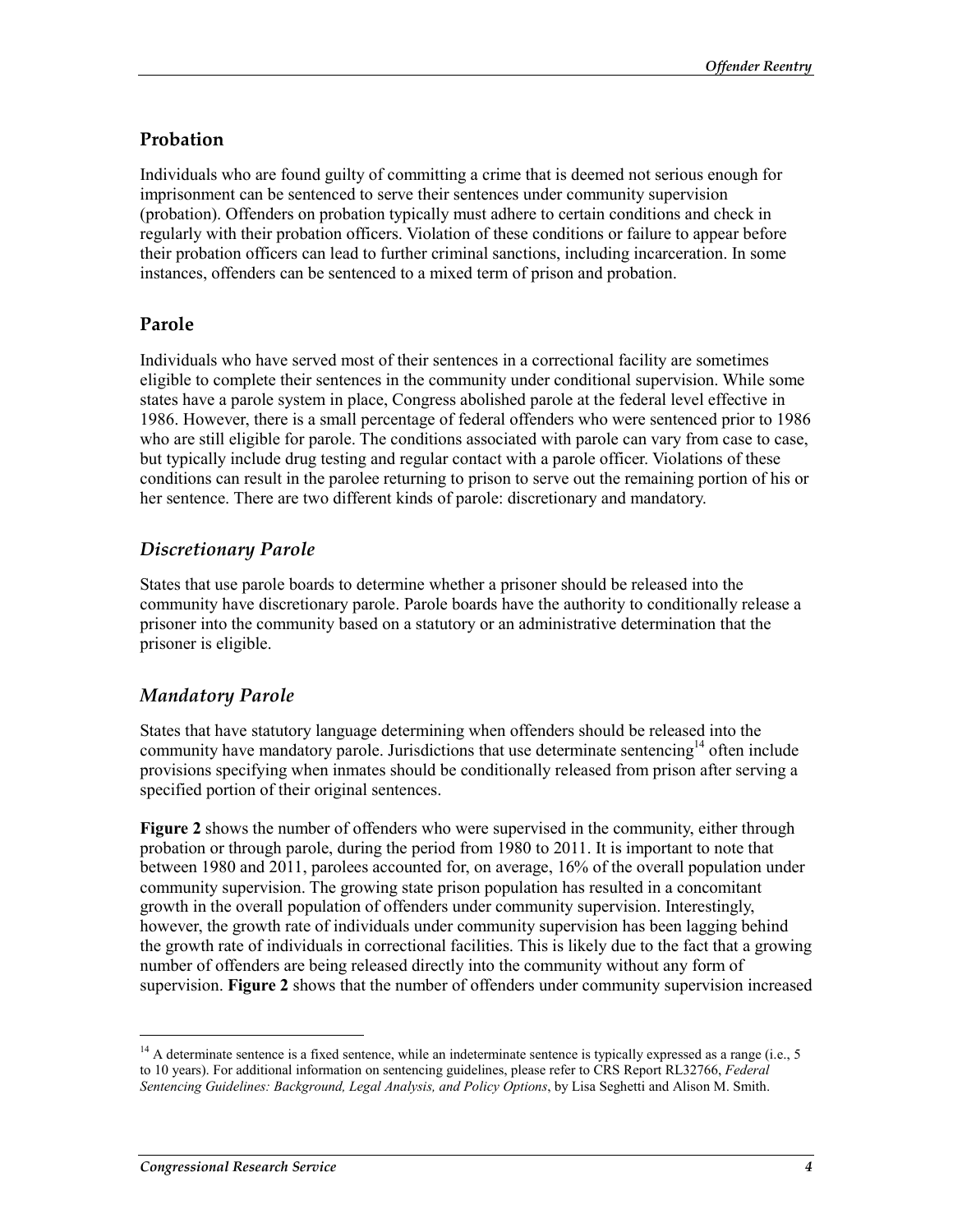## Probation

Individuals who are found guilty of committing a crime that is deemed not serious enough for imprisonment can be sentenced to serve their sentences under community supervision (probation). Offenders on probation typically must adhere to certain conditions and check in regularly with their probation officers. Violation of these conditions or failure to appear before their probation officers can lead to further criminal sanctions, including incarceration. In some instances, offenders can be sentenced to a mixed term of prison and probation.

## Parole

Individuals who have served most of their sentences in a correctional facility are sometimes eligible to complete their sentences in the community under conditional supervision. While some states have a parole system in place, Congress abolished parole at the federal level effective in 1986. However, there is a small percentage of federal offenders who were sentenced prior to 1986 who are still eligible for parole. The conditions associated with parole can vary from case to case, but typically include drug testing and regular contact with a parole officer. Violations of these conditions can result in the parolee returning to prison to serve out the remaining portion of his or her sentence. There are two different kinds of parole: discretionary and mandatory.

### *Discretionary Parole*

States that use parole boards to determine whether a prisoner should be released into the community have discretionary parole. Parole boards have the authority to conditionally release a prisoner into the community based on a statutory or an administrative determination that the prisoner is eligible.

### *Mandatory Parole*

States that have statutory language determining when offenders should be released into the community have mandatory parole. Jurisdictions that use determinate sentencing[14] often include provisions specifying when inmates should be conditionally released from prison after serving a specified portion of their original sentences.

**Figure 2** shows the number of offenders who were supervised in the community, either through probation or through parole, during the period from 1980 to 2011. It is important to note that between 1980 and 2011, parolees accounted for, on average, 16% of the overall population under community supervision. The growing state prison population has resulted in a concomitant growth in the overall population of offenders under community supervision. Interestingly, however, the growth rate of individuals under community supervision has been lagging behind the growth rate of individuals in correctional facilities. This is likely due to the fact that a growing number of offenders are being released directly into the community without any form of supervision. **Figure 2** shows that the number of offenders under community supervision increased

---

[14] A determinate sentence is a fixed sentence, while an indeterminate sentence is typically expressed as a range (i.e., 5 to 10 years). For additional information on sentencing guidelines, please refer to CRS Report RL32766, *Federal Sentencing Guidelines: Background, Legal Analysis, and Policy Options*, by Lisa Seghetti and Alison M. Smith.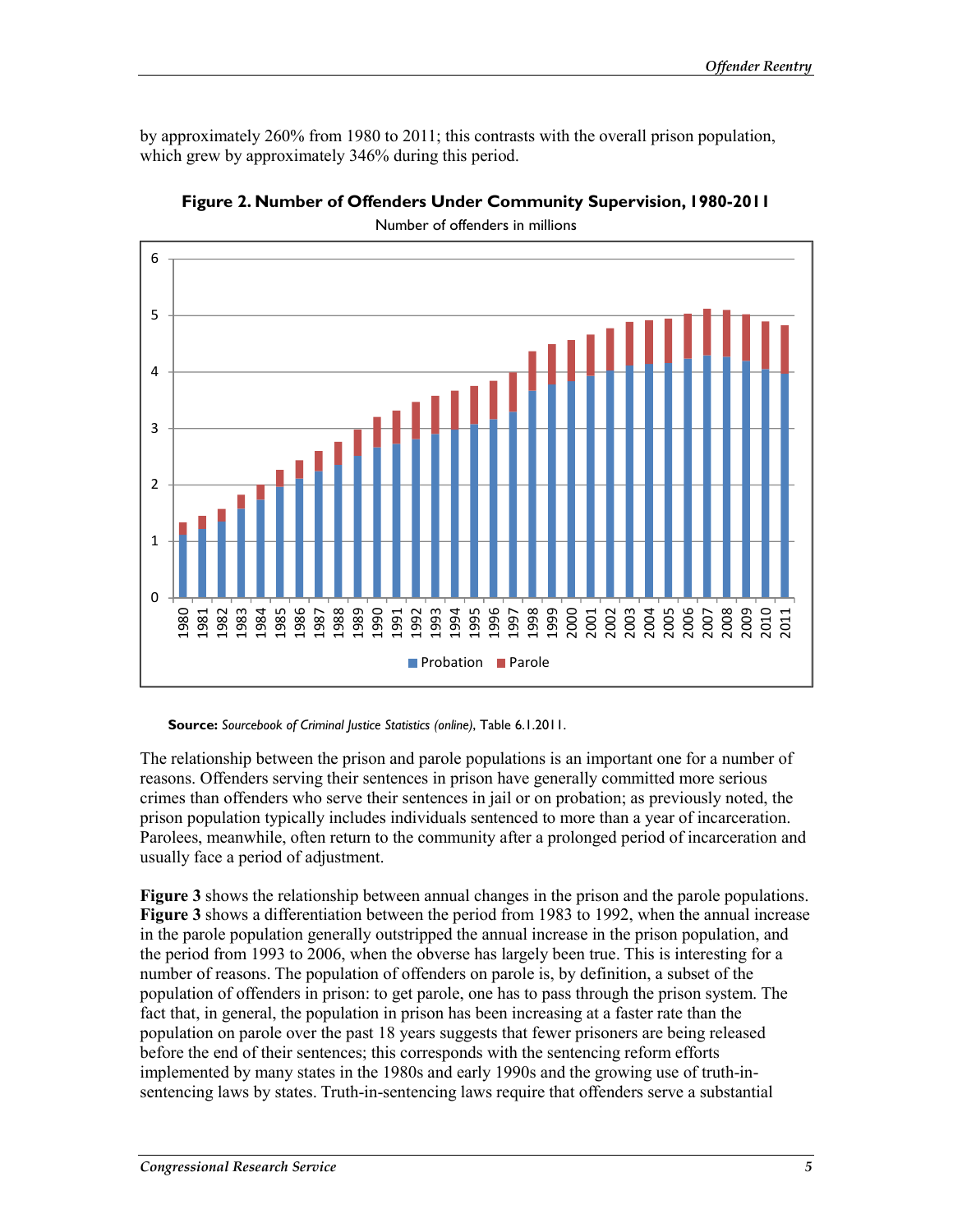by approximately 260% from 1980 to 2011; this contrasts with the overall prison population, which grew by approximately 346% during this period.

**Figure 2. Number of Offenders Under Community Supervision, 1980-2011**

Number of offenders in millions

**Source:** *Sourcebook of Criminal Justice Statistics (online)*, Table 6.1.2011.

The relationship between the prison and parole populations is an important one for a number of reasons. Offenders serving their sentences in prison have generally committed more serious crimes than offenders who serve their sentences in jail or on probation; as previously noted, the prison population typically includes individuals sentenced to more than a year of incarceration. Parolees, meanwhile, often return to the community after a prolonged period of incarceration and usually face a period of adjustment.

**Figure 3** shows the relationship between annual changes in the prison and the parole populations. **Figure 3** shows a differentiation between the period from 1983 to 1992, when the annual increase in the parole population generally outstripped the annual increase in the prison population, and the period from 1993 to 2006, when the obverse has largely been true. This is interesting for a number of reasons. The population of offenders on parole is, by definition, a subset of the population of offenders in prison: to get parole, one has to pass through the prison system. The fact that, in general, the population in prison has been increasing at a faster rate than the population on parole over the past 18 years suggests that fewer prisoners are being released before the end of their sentences; this corresponds with the sentencing reform efforts implemented by many states in the 1980s and early 1990s and the growing use of truth-in-sentencing laws by states. Truth-in-sentencing laws require that offenders serve a substantial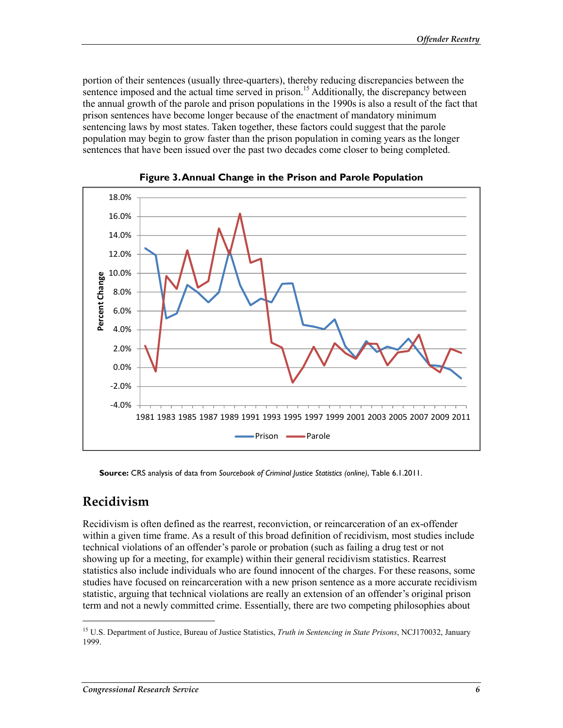portion of their sentences (usually three-quarters), thereby reducing discrepancies between the sentence imposed and the actual time served in prison.[15] Additionally, the discrepancy between the annual growth of the parole and prison populations in the 1990s is also a result of the fact that prison sentences have become longer because of the enactment of mandatory minimum sentencing laws by most states. Taken together, these factors could suggest that the parole population may begin to grow faster than the prison population in coming years as the longer sentences that have been issued over the past two decades come closer to being completed.

**Figure 3. Annual Change in the Prison and Parole Population**

**Source:** CRS analysis of data from *Sourcebook of Criminal Justice Statistics (online)*, Table 6.1.2011.

## Recidivism

Recidivism is often defined as the rearrest, reconviction, or reincarceration of an ex-offender within a given time frame. As a result of this broad definition of recidivism, most studies include technical violations of an offender's parole or probation (such as failing a drug test or not showing up for a meeting, for example) within their general recidivism statistics. Rearrest statistics also include individuals who are found innocent of the charges. For these reasons, some studies have focused on reincarceration with a new prison sentence as a more accurate recidivism statistic, arguing that technical violations are really an extension of an offender's original prison term and not a newly committed crime. Essentially, there are two competing philosophies about

[15] U.S. Department of Justice, Bureau of Justice Statistics, *Truth in Sentencing in State Prisons*, NCJ170032, January 1999.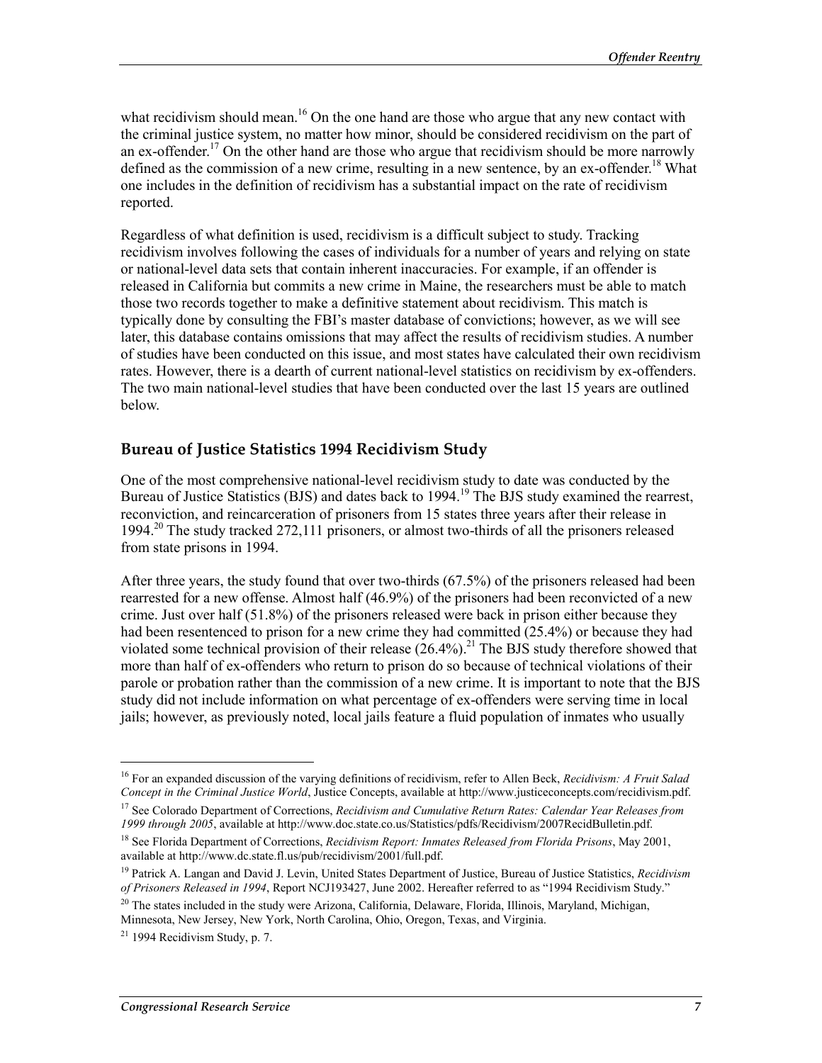what recidivism should mean.[16] On the one hand are those who argue that any new contact with the criminal justice system, no matter how minor, should be considered recidivism on the part of an ex-offender.[17] On the other hand are those who argue that recidivism should be more narrowly defined as the commission of a new crime, resulting in a new sentence, by an ex-offender.[18] What one includes in the definition of recidivism has a substantial impact on the rate of recidivism reported.

Regardless of what definition is used, recidivism is a difficult subject to study. Tracking recidivism involves following the cases of individuals for a number of years and relying on state or national-level data sets that contain inherent inaccuracies. For example, if an offender is released in California but commits a new crime in Maine, the researchers must be able to match those two records together to make a definitive statement about recidivism. This match is typically done by consulting the FBI's master database of convictions; however, as we will see later, this database contains omissions that may affect the results of recidivism studies. A number of studies have been conducted on this issue, and most states have calculated their own recidivism rates. However, there is a dearth of current national-level statistics on recidivism by ex-offenders. The two main national-level studies that have been conducted over the last 15 years are outlined below.

### Bureau of Justice Statistics 1994 Recidivism Study

One of the most comprehensive national-level recidivism study to date was conducted by the Bureau of Justice Statistics (BJS) and dates back to 1994.[19] The BJS study examined the rearrest, reconviction, and reincarceration of prisoners from 15 states three years after their release in 1994.[20] The study tracked 272,111 prisoners, or almost two-thirds of all the prisoners released from state prisons in 1994.

After three years, the study found that over two-thirds (67.5%) of the prisoners released had been rearrested for a new offense. Almost half (46.9%) of the prisoners had been reconvicted of a new crime. Just over half (51.8%) of the prisoners released were back in prison either because they had been resentenced to prison for a new crime they had committed (25.4%) or because they had violated some technical provision of their release (26.4%).[21] The BJS study therefore showed that more than half of ex-offenders who return to prison do so because of technical violations of their parole or probation rather than the commission of a new crime. It is important to note that the BJS study did not include information on what percentage of ex-offenders were serving time in local jails; however, as previously noted, local jails feature a fluid population of inmates who usually

---

[16] For an expanded discussion of the varying definitions of recidivism, refer to Allen Beck, *Recidivism: A Fruit Salad Concept in the Criminal Justice World*, Justice Concepts, available at http://www.justiceconcepts.com/recidivism.pdf.

[17] See Colorado Department of Corrections, *Recidivism and Cumulative Return Rates: Calendar Year Releases from 1999 through 2005*, available at http://www.doc.state.co.us/Statistics/pdfs/Recidivism/2007RecidBulletin.pdf.

[18] See Florida Department of Corrections, *Recidivism Report: Inmates Released from Florida Prisons*, May 2001, available at http://www.dc.state.fl.us/pub/recidivism/2001/full.pdf.

[19] Patrick A. Langan and David J. Levin, United States Department of Justice, Bureau of Justice Statistics, *Recidivism of Prisoners Released in 1994*, Report NCJ193427, June 2002. Hereafter referred to as "1994 Recidivism Study."

[20] The states included in the study were Arizona, California, Delaware, Florida, Illinois, Maryland, Michigan, Minnesota, New Jersey, New York, North Carolina, Ohio, Oregon, Texas, and Virginia.

[21] 1994 Recidivism Study, p. 7.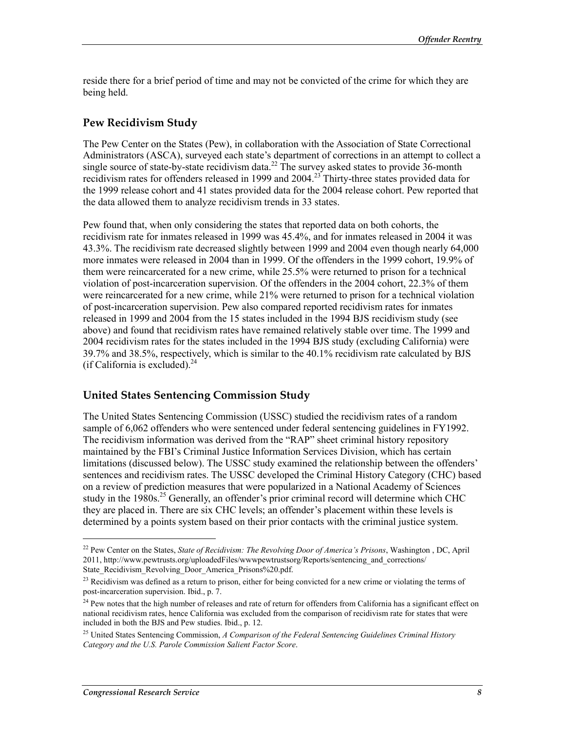reside there for a brief period of time and may not be convicted of the crime for which they are being held.

## Pew Recidivism Study

The Pew Center on the States (Pew), in collaboration with the Association of State Correctional Administrators (ASCA), surveyed each state's department of corrections in an attempt to collect a single source of state-by-state recidivism data.[22] The survey asked states to provide 36-month recidivism rates for offenders released in 1999 and 2004.[23] Thirty-three states provided data for the 1999 release cohort and 41 states provided data for the 2004 release cohort. Pew reported that the data allowed them to analyze recidivism trends in 33 states.

Pew found that, when only considering the states that reported data on both cohorts, the recidivism rate for inmates released in 1999 was 45.4%, and for inmates released in 2004 it was 43.3%. The recidivism rate decreased slightly between 1999 and 2004 even though nearly 64,000 more inmates were released in 2004 than in 1999. Of the offenders in the 1999 cohort, 19.9% of them were reincarcerated for a new crime, while 25.5% were returned to prison for a technical violation of post-incarceration supervision. Of the offenders in the 2004 cohort, 22.3% of them were reincarcerated for a new crime, while 21% were returned to prison for a technical violation of post-incarceration supervision. Pew also compared reported recidivism rates for inmates released in 1999 and 2004 from the 15 states included in the 1994 BJS recidivism study (see above) and found that recidivism rates have remained relatively stable over time. The 1999 and 2004 recidivism rates for the states included in the 1994 BJS study (excluding California) were 39.7% and 38.5%, respectively, which is similar to the 40.1% recidivism rate calculated by BJS (if California is excluded).[24]

## United States Sentencing Commission Study

The United States Sentencing Commission (USSC) studied the recidivism rates of a random sample of 6,062 offenders who were sentenced under federal sentencing guidelines in FY1992. The recidivism information was derived from the "RAP" sheet criminal history repository maintained by the FBI's Criminal Justice Information Services Division, which has certain limitations (discussed below). The USSC study examined the relationship between the offenders' sentences and recidivism rates. The USSC developed the Criminal History Category (CHC) based on a review of prediction measures that were popularized in a National Academy of Sciences study in the 1980s.[25] Generally, an offender's prior criminal record will determine which CHC they are placed in. There are six CHC levels; an offender's placement within these levels is determined by a points system based on their prior contacts with the criminal justice system.

---

[22] Pew Center on the States, *State of Recidivism: The Revolving Door of America's Prisons*, Washington , DC, April 2011, http://www.pewtrusts.org/uploadedFiles/wwwpewtrustsorg/Reports/sentencing_and_corrections/State_Recidivism_Revolving_Door_America_Prisons%20.pdf.

[23] Recidivism was defined as a return to prison, either for being convicted for a new crime or violating the terms of post-incarceration supervision. Ibid., p. 7.

[24] Pew notes that the high number of releases and rate of return for offenders from California has a significant effect on national recidivism rates, hence California was excluded from the comparison of recidivism rate for states that were included in both the BJS and Pew studies. Ibid., p. 12.

[25] United States Sentencing Commission, *A Comparison of the Federal Sentencing Guidelines Criminal History Category and the U.S. Parole Commission Salient Factor Score*.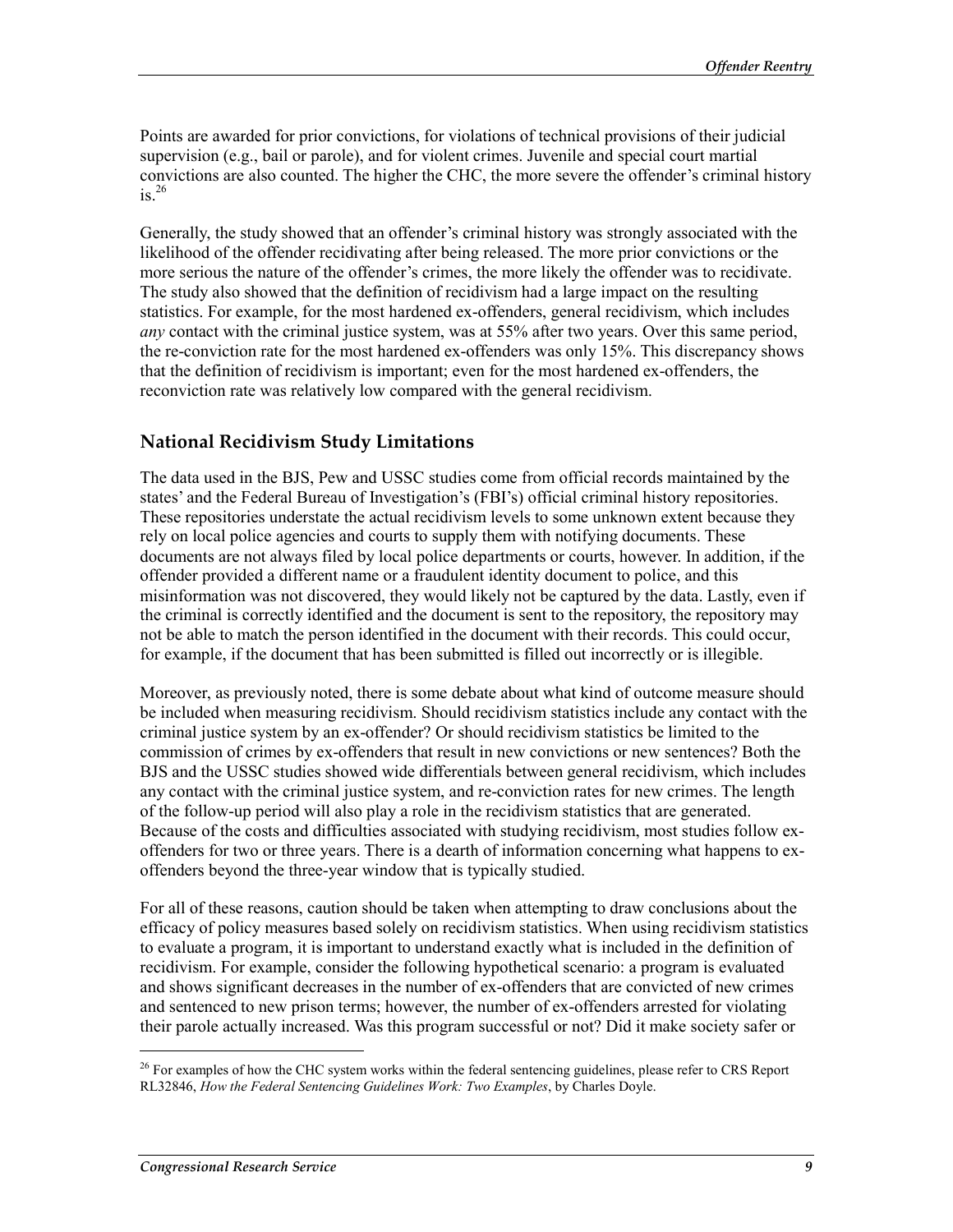Points are awarded for prior convictions, for violations of technical provisions of their judicial supervision (e.g., bail or parole), and for violent crimes. Juvenile and special court martial convictions are also counted. The higher the CHC, the more severe the offender's criminal history is.[26]

Generally, the study showed that an offender's criminal history was strongly associated with the likelihood of the offender recidivating after being released. The more prior convictions or the more serious the nature of the offender's crimes, the more likely the offender was to recidivate. The study also showed that the definition of recidivism had a large impact on the resulting statistics. For example, for the most hardened ex-offenders, general recidivism, which includes *any* contact with the criminal justice system, was at 55% after two years. Over this same period, the re-conviction rate for the most hardened ex-offenders was only 15%. This discrepancy shows that the definition of recidivism is important; even for the most hardened ex-offenders, the reconviction rate was relatively low compared with the general recidivism.

## National Recidivism Study Limitations

The data used in the BJS, Pew and USSC studies come from official records maintained by the states' and the Federal Bureau of Investigation's (FBI's) official criminal history repositories. These repositories understate the actual recidivism levels to some unknown extent because they rely on local police agencies and courts to supply them with notifying documents. These documents are not always filed by local police departments or courts, however. In addition, if the offender provided a different name or a fraudulent identity document to police, and this misinformation was not discovered, they would likely not be captured by the data. Lastly, even if the criminal is correctly identified and the document is sent to the repository, the repository may not be able to match the person identified in the document with their records. This could occur, for example, if the document that has been submitted is filled out incorrectly or is illegible.

Moreover, as previously noted, there is some debate about what kind of outcome measure should be included when measuring recidivism. Should recidivism statistics include any contact with the criminal justice system by an ex-offender? Or should recidivism statistics be limited to the commission of crimes by ex-offenders that result in new convictions or new sentences? Both the BJS and the USSC studies showed wide differentials between general recidivism, which includes any contact with the criminal justice system, and re-conviction rates for new crimes. The length of the follow-up period will also play a role in the recidivism statistics that are generated. Because of the costs and difficulties associated with studying recidivism, most studies follow ex-offenders for two or three years. There is a dearth of information concerning what happens to ex-offenders beyond the three-year window that is typically studied.

For all of these reasons, caution should be taken when attempting to draw conclusions about the efficacy of policy measures based solely on recidivism statistics. When using recidivism statistics to evaluate a program, it is important to understand exactly what is included in the definition of recidivism. For example, consider the following hypothetical scenario: a program is evaluated and shows significant decreases in the number of ex-offenders that are convicted of new crimes and sentenced to new prison terms; however, the number of ex-offenders arrested for violating their parole actually increased. Was this program successful or not? Did it make society safer or

[26] For examples of how the CHC system works within the federal sentencing guidelines, please refer to CRS Report RL32846, *How the Federal Sentencing Guidelines Work: Two Examples*, by Charles Doyle.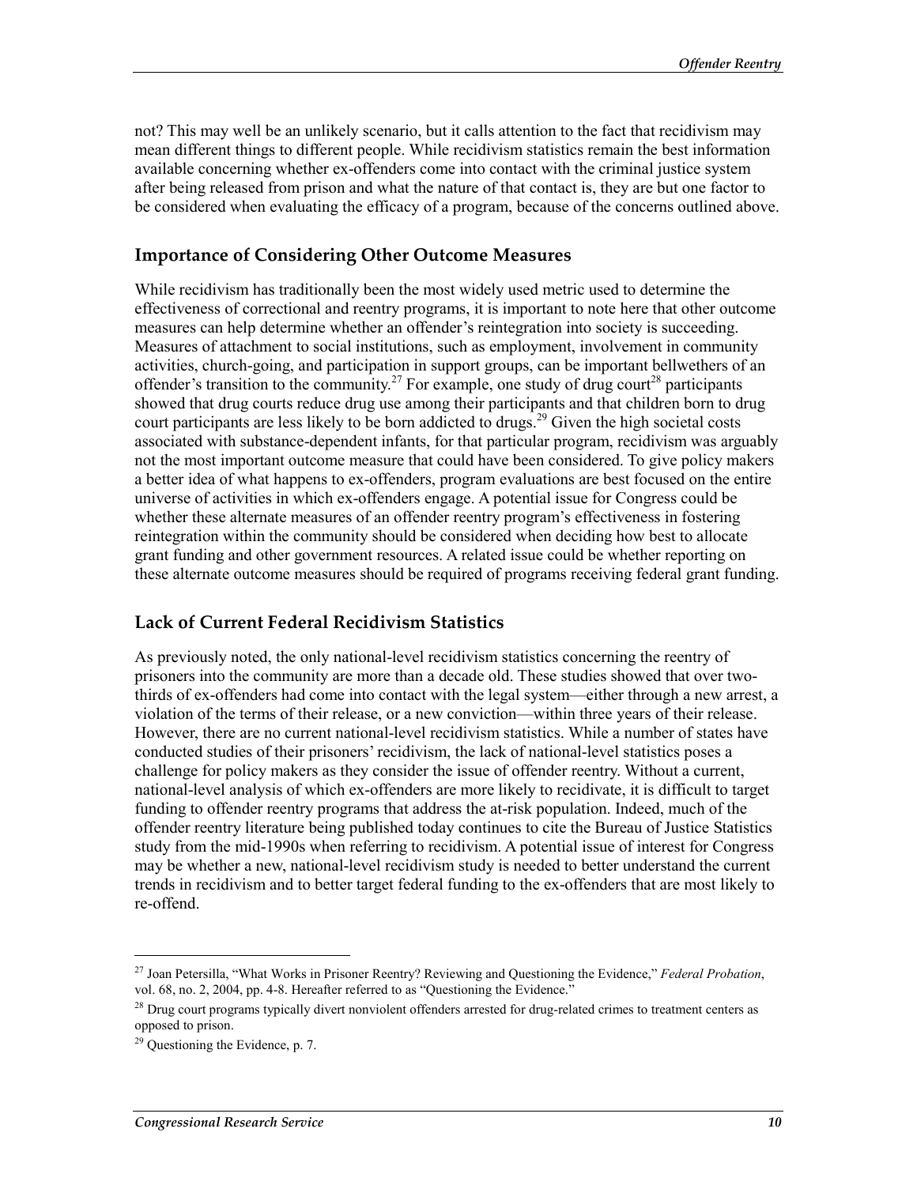not? This may well be an unlikely scenario, but it calls attention to the fact that recidivism may mean different things to different people. While recidivism statistics remain the best information available concerning whether ex-offenders come into contact with the criminal justice system after being released from prison and what the nature of that contact is, they are but one factor to be considered when evaluating the efficacy of a program, because of the concerns outlined above.

## Importance of Considering Other Outcome Measures

While recidivism has traditionally been the most widely used metric used to determine the effectiveness of correctional and reentry programs, it is important to note here that other outcome measures can help determine whether an offender's reintegration into society is succeeding. Measures of attachment to social institutions, such as employment, involvement in community activities, church-going, and participation in support groups, can be important bellwethers of an offender's transition to the community.[27] For example, one study of drug court[28] participants showed that drug courts reduce drug use among their participants and that children born to drug court participants are less likely to be born addicted to drugs.[29] Given the high societal costs associated with substance-dependent infants, for that particular program, recidivism was arguably not the most important outcome measure that could have been considered. To give policy makers a better idea of what happens to ex-offenders, program evaluations are best focused on the entire universe of activities in which ex-offenders engage. A potential issue for Congress could be whether these alternate measures of an offender reentry program's effectiveness in fostering reintegration within the community should be considered when deciding how best to allocate grant funding and other government resources. A related issue could be whether reporting on these alternate outcome measures should be required of programs receiving federal grant funding.

## Lack of Current Federal Recidivism Statistics

As previously noted, the only national-level recidivism statistics concerning the reentry of prisoners into the community are more than a decade old. These studies showed that over two-thirds of ex-offenders had come into contact with the legal system—either through a new arrest, a violation of the terms of their release, or a new conviction—within three years of their release. However, there are no current national-level recidivism statistics. While a number of states have conducted studies of their prisoners' recidivism, the lack of national-level statistics poses a challenge for policy makers as they consider the issue of offender reentry. Without a current, national-level analysis of which ex-offenders are more likely to recidivate, it is difficult to target funding to offender reentry programs that address the at-risk population. Indeed, much of the offender reentry literature being published today continues to cite the Bureau of Justice Statistics study from the mid-1990s when referring to recidivism. A potential issue of interest for Congress may be whether a new, national-level recidivism study is needed to better understand the current trends in recidivism and to better target federal funding to the ex-offenders that are most likely to re-offend.

---

[27] Joan Petersilla, "What Works in Prisoner Reentry? Reviewing and Questioning the Evidence," *Federal Probation*, vol. 68, no. 2, 2004, pp. 4-8. Hereafter referred to as "Questioning the Evidence."

[28] Drug court programs typically divert nonviolent offenders arrested for drug-related crimes to treatment centers as opposed to prison.

[29] Questioning the Evidence, p. 7.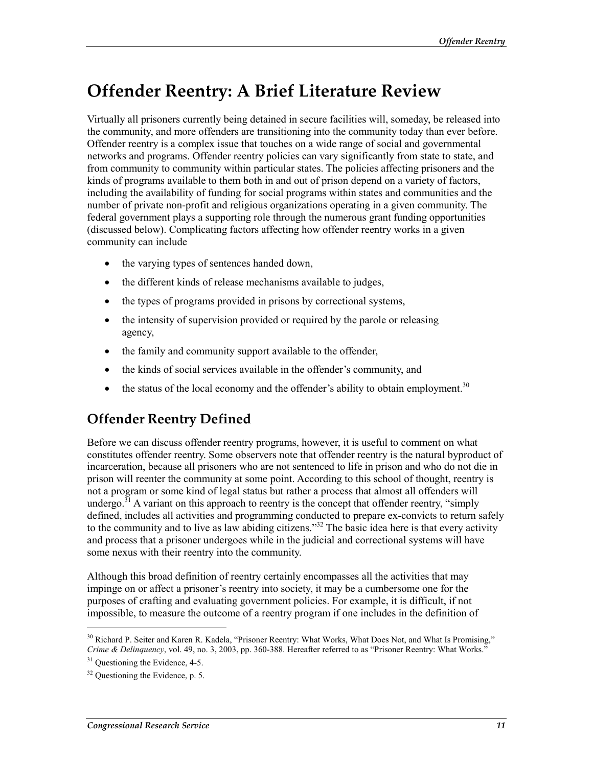# Offender Reentry: A Brief Literature Review

Virtually all prisoners currently being detained in secure facilities will, someday, be released into the community, and more offenders are transitioning into the community today than ever before. Offender reentry is a complex issue that touches on a wide range of social and governmental networks and programs. Offender reentry policies can vary significantly from state to state, and from community to community within particular states. The policies affecting prisoners and the kinds of programs available to them both in and out of prison depend on a variety of factors, including the availability of funding for social programs within states and communities and the number of private non-profit and religious organizations operating in a given community. The federal government plays a supporting role through the numerous grant funding opportunities (discussed below). Complicating factors affecting how offender reentry works in a given community can include

- the varying types of sentences handed down,
- the different kinds of release mechanisms available to judges,
- the types of programs provided in prisons by correctional systems,
- the intensity of supervision provided or required by the parole or releasing agency,
- the family and community support available to the offender,
- the kinds of social services available in the offender's community, and
- the status of the local economy and the offender's ability to obtain employment.[30]

## Offender Reentry Defined

Before we can discuss offender reentry programs, however, it is useful to comment on what constitutes offender reentry. Some observers note that offender reentry is the natural byproduct of incarceration, because all prisoners who are not sentenced to life in prison and who do not die in prison will reenter the community at some point. According to this school of thought, reentry is not a program or some kind of legal status but rather a process that almost all offenders will undergo.[31] A variant on this approach to reentry is the concept that offender reentry, "simply defined, includes all activities and programming conducted to prepare ex-convicts to return safely to the community and to live as law abiding citizens."[32] The basic idea here is that every activity and process that a prisoner undergoes while in the judicial and correctional systems will have some nexus with their reentry into the community.

Although this broad definition of reentry certainly encompasses all the activities that may impinge on or affect a prisoner's reentry into society, it may be a cumbersome one for the purposes of crafting and evaluating government policies. For example, it is difficult, if not impossible, to measure the outcome of a reentry program if one includes in the definition of

---

[30] Richard P. Seiter and Karen R. Kadela, "Prisoner Reentry: What Works, What Does Not, and What Is Promising," *Crime & Delinquency*, vol. 49, no. 3, 2003, pp. 360-388. Hereafter referred to as "Prisoner Reentry: What Works."

[31] Questioning the Evidence, 4-5.

[32] Questioning the Evidence, p. 5.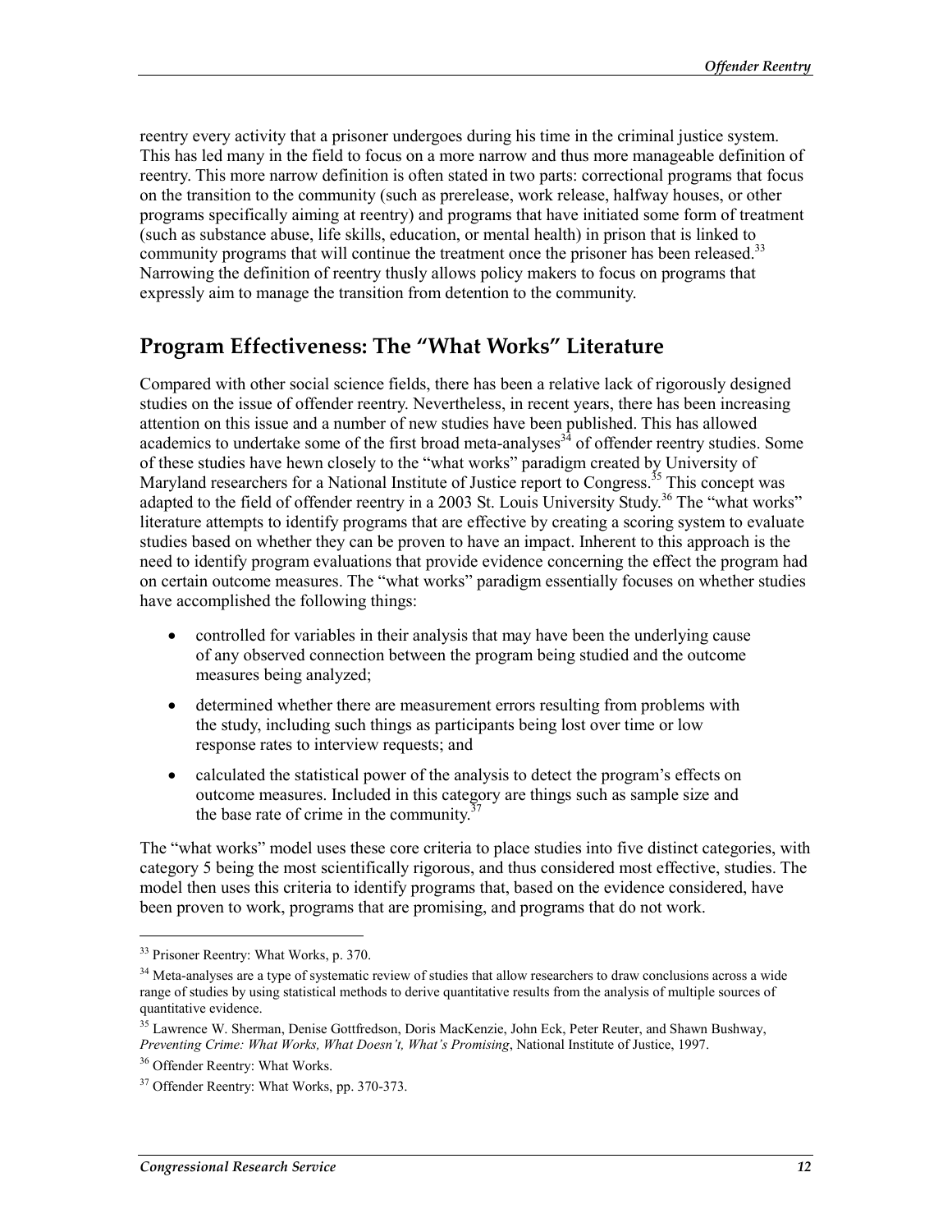reentry every activity that a prisoner undergoes during his time in the criminal justice system. This has led many in the field to focus on a more narrow and thus more manageable definition of reentry. This more narrow definition is often stated in two parts: correctional programs that focus on the transition to the community (such as prerelease, work release, halfway houses, or other programs specifically aiming at reentry) and programs that have initiated some form of treatment (such as substance abuse, life skills, education, or mental health) in prison that is linked to community programs that will continue the treatment once the prisoner has been released.[33] Narrowing the definition of reentry thusly allows policy makers to focus on programs that expressly aim to manage the transition from detention to the community.

## Program Effectiveness: The "What Works" Literature

Compared with other social science fields, there has been a relative lack of rigorously designed studies on the issue of offender reentry. Nevertheless, in recent years, there has been increasing attention on this issue and a number of new studies have been published. This has allowed academics to undertake some of the first broad meta-analyses[34] of offender reentry studies. Some of these studies have hewn closely to the "what works" paradigm created by University of Maryland researchers for a National Institute of Justice report to Congress.[35] This concept was adapted to the field of offender reentry in a 2003 St. Louis University Study.[36] The "what works" literature attempts to identify programs that are effective by creating a scoring system to evaluate studies based on whether they can be proven to have an impact. Inherent to this approach is the need to identify program evaluations that provide evidence concerning the effect the program had on certain outcome measures. The "what works" paradigm essentially focuses on whether studies have accomplished the following things:

- controlled for variables in their analysis that may have been the underlying cause of any observed connection between the program being studied and the outcome measures being analyzed;
- determined whether there are measurement errors resulting from problems with the study, including such things as participants being lost over time or low response rates to interview requests; and
- calculated the statistical power of the analysis to detect the program's effects on outcome measures. Included in this category are things such as sample size and the base rate of crime in the community.[37]

The "what works" model uses these core criteria to place studies into five distinct categories, with category 5 being the most scientifically rigorous, and thus considered most effective, studies. The model then uses this criteria to identify programs that, based on the evidence considered, have been proven to work, programs that are promising, and programs that do not work.

---

[33] Prisoner Reentry: What Works, p. 370.

[34] Meta-analyses are a type of systematic review of studies that allow researchers to draw conclusions across a wide range of studies by using statistical methods to derive quantitative results from the analysis of multiple sources of quantitative evidence.

[35] Lawrence W. Sherman, Denise Gottfredson, Doris MacKenzie, John Eck, Peter Reuter, and Shawn Bushway, *Preventing Crime: What Works, What Doesn't, What's Promising*, National Institute of Justice, 1997.

[36] Offender Reentry: What Works.

[37] Offender Reentry: What Works, pp. 370-373.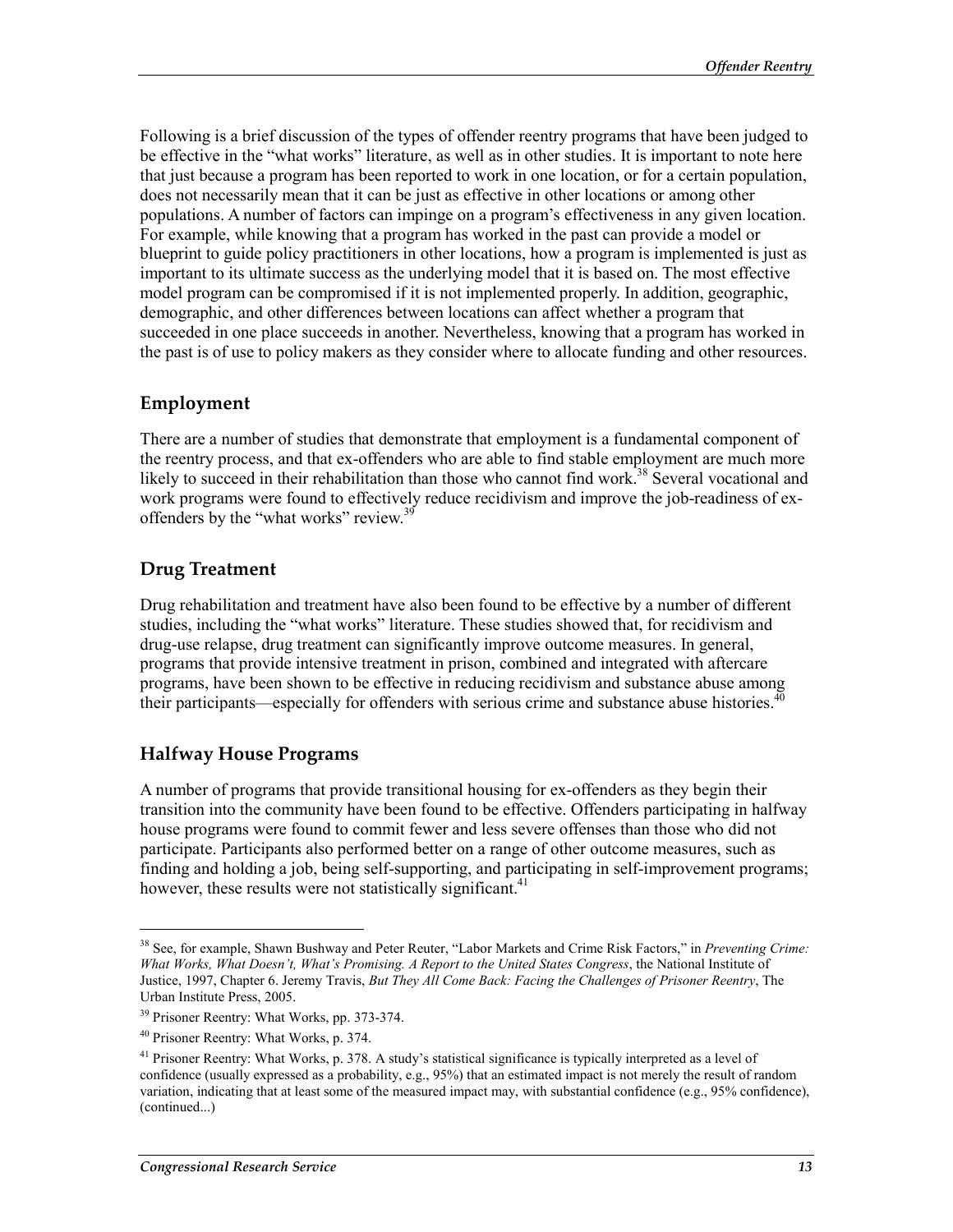Following is a brief discussion of the types of offender reentry programs that have been judged to be effective in the "what works" literature, as well as in other studies. It is important to note here that just because a program has been reported to work in one location, or for a certain population, does not necessarily mean that it can be just as effective in other locations or among other populations. A number of factors can impinge on a program's effectiveness in any given location. For example, while knowing that a program has worked in the past can provide a model or blueprint to guide policy practitioners in other locations, how a program is implemented is just as important to its ultimate success as the underlying model that it is based on. The most effective model program can be compromised if it is not implemented properly. In addition, geographic, demographic, and other differences between locations can affect whether a program that succeeded in one place succeeds in another. Nevertheless, knowing that a program has worked in the past is of use to policy makers as they consider where to allocate funding and other resources.

### Employment

There are a number of studies that demonstrate that employment is a fundamental component of the reentry process, and that ex-offenders who are able to find stable employment are much more likely to succeed in their rehabilitation than those who cannot find work.[38] Several vocational and work programs were found to effectively reduce recidivism and improve the job-readiness of ex-offenders by the "what works" review.[39]

### Drug Treatment

Drug rehabilitation and treatment have also been found to be effective by a number of different studies, including the "what works" literature. These studies showed that, for recidivism and drug-use relapse, drug treatment can significantly improve outcome measures. In general, programs that provide intensive treatment in prison, combined and integrated with aftercare programs, have been shown to be effective in reducing recidivism and substance abuse among their participants—especially for offenders with serious crime and substance abuse histories.[40]

### Halfway House Programs

A number of programs that provide transitional housing for ex-offenders as they begin their transition into the community have been found to be effective. Offenders participating in halfway house programs were found to commit fewer and less severe offenses than those who did not participate. Participants also performed better on a range of other outcome measures, such as finding and holding a job, being self-supporting, and participating in self-improvement programs; however, these results were not statistically significant.[41]

---

[38] See, for example, Shawn Bushway and Peter Reuter, "Labor Markets and Crime Risk Factors," in *Preventing Crime: What Works, What Doesn't, What's Promising. A Report to the United States Congress*, the National Institute of Justice, 1997, Chapter 6. Jeremy Travis, *But They All Come Back: Facing the Challenges of Prisoner Reentry*, The Urban Institute Press, 2005.

[39] Prisoner Reentry: What Works, pp. 373-374.

[40] Prisoner Reentry: What Works, p. 374.

[41] Prisoner Reentry: What Works, p. 378. A study's statistical significance is typically interpreted as a level of confidence (usually expressed as a probability, e.g., 95%) that an estimated impact is not merely the result of random variation, indicating that at least some of the measured impact may, with substantial confidence (e.g., 95% confidence), (continued...)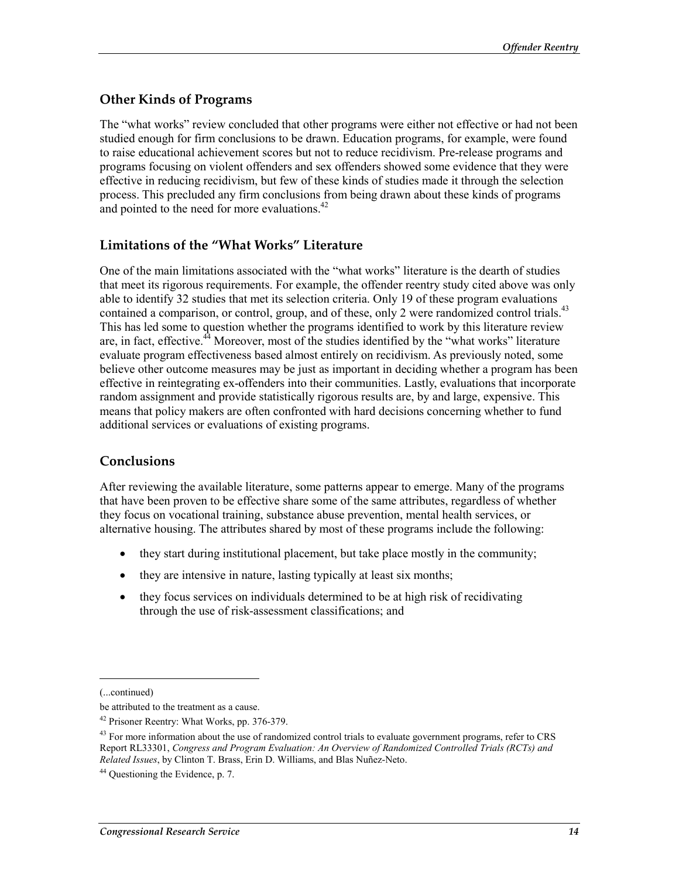## Other Kinds of Programs

The "what works" review concluded that other programs were either not effective or had not been studied enough for firm conclusions to be drawn. Education programs, for example, were found to raise educational achievement scores but not to reduce recidivism. Pre-release programs and programs focusing on violent offenders and sex offenders showed some evidence that they were effective in reducing recidivism, but few of these kinds of studies made it through the selection process. This precluded any firm conclusions from being drawn about these kinds of programs and pointed to the need for more evaluations.[42]

## Limitations of the "What Works" Literature

One of the main limitations associated with the "what works" literature is the dearth of studies that meet its rigorous requirements. For example, the offender reentry study cited above was only able to identify 32 studies that met its selection criteria. Only 19 of these program evaluations contained a comparison, or control, group, and of these, only 2 were randomized control trials.[43] This has led some to question whether the programs identified to work by this literature review are, in fact, effective.[44] Moreover, most of the studies identified by the "what works" literature evaluate program effectiveness based almost entirely on recidivism. As previously noted, some believe other outcome measures may be just as important in deciding whether a program has been effective in reintegrating ex-offenders into their communities. Lastly, evaluations that incorporate random assignment and provide statistically rigorous results are, by and large, expensive. This means that policy makers are often confronted with hard decisions concerning whether to fund additional services or evaluations of existing programs.

## Conclusions

After reviewing the available literature, some patterns appear to emerge. Many of the programs that have been proven to be effective share some of the same attributes, regardless of whether they focus on vocational training, substance abuse prevention, mental health services, or alternative housing. The attributes shared by most of these programs include the following:

- they start during institutional placement, but take place mostly in the community;
- they are intensive in nature, lasting typically at least six months;
- they focus services on individuals determined to be at high risk of recidivating through the use of risk-assessment classifications; and

---

(...continued)

be attributed to the treatment as a cause.

[42] Prisoner Reentry: What Works, pp. 376-379.

[43] For more information about the use of randomized control trials to evaluate government programs, refer to CRS Report RL33301, *Congress and Program Evaluation: An Overview of Randomized Controlled Trials (RCTs) and Related Issues*, by Clinton T. Brass, Erin D. Williams, and Blas Nuñez-Neto.

[44] Questioning the Evidence, p. 7.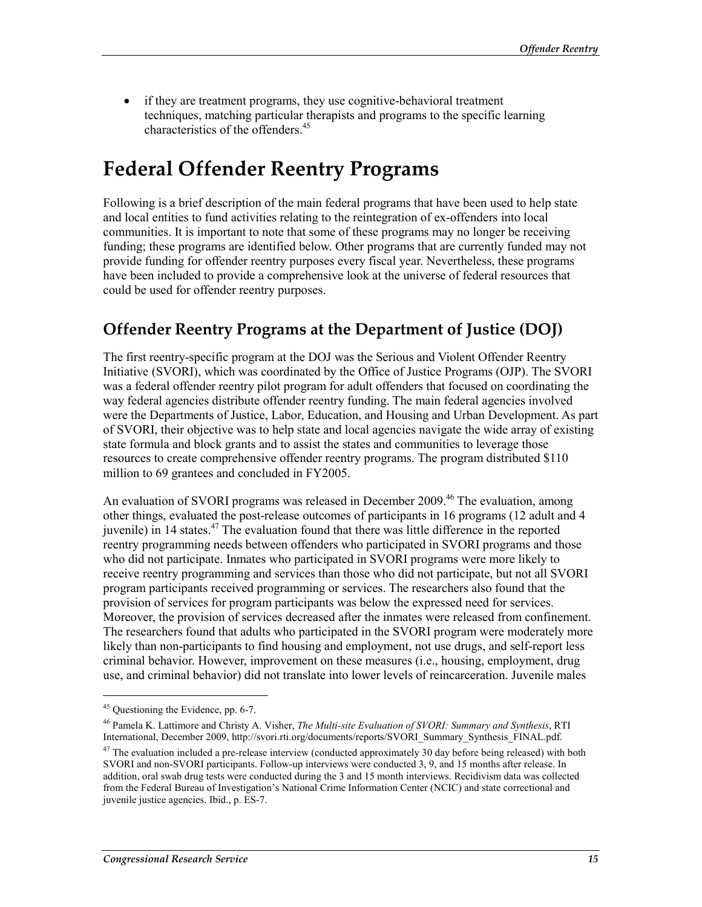- if they are treatment programs, they use cognitive-behavioral treatment techniques, matching particular therapists and programs to the specific learning characteristics of the offenders.[45]

# Federal Offender Reentry Programs

Following is a brief description of the main federal programs that have been used to help state and local entities to fund activities relating to the reintegration of ex-offenders into local communities. It is important to note that some of these programs may no longer be receiving funding; these programs are identified below. Other programs that are currently funded may not provide funding for offender reentry purposes every fiscal year. Nevertheless, these programs have been included to provide a comprehensive look at the universe of federal resources that could be used for offender reentry purposes.

## Offender Reentry Programs at the Department of Justice (DOJ)

The first reentry-specific program at the DOJ was the Serious and Violent Offender Reentry Initiative (SVORI), which was coordinated by the Office of Justice Programs (OJP). The SVORI was a federal offender reentry pilot program for adult offenders that focused on coordinating the way federal agencies distribute offender reentry funding. The main federal agencies involved were the Departments of Justice, Labor, Education, and Housing and Urban Development. As part of SVORI, their objective was to help state and local agencies navigate the wide array of existing state formula and block grants and to assist the states and communities to leverage those resources to create comprehensive offender reentry programs. The program distributed $110 million to 69 grantees and concluded in FY2005.

An evaluation of SVORI programs was released in December 2009.[46] The evaluation, among other things, evaluated the post-release outcomes of participants in 16 programs (12 adult and 4 juvenile) in 14 states.[47] The evaluation found that there was little difference in the reported reentry programming needs between offenders who participated in SVORI programs and those who did not participate. Inmates who participated in SVORI programs were more likely to receive reentry programming and services than those who did not participate, but not all SVORI program participants received programming or services. The researchers also found that the provision of services for program participants was below the expressed need for services. Moreover, the provision of services decreased after the inmates were released from confinement. The researchers found that adults who participated in the SVORI program were moderately more likely than non-participants to find housing and employment, not use drugs, and self-report less criminal behavior. However, improvement on these measures (i.e., housing, employment, drug use, and criminal behavior) did not translate into lower levels of reincarceration. Juvenile males

[45] Questioning the Evidence, pp. 6-7.

[46] Pamela K. Lattimore and Christy A. Visher, *The Multi-site Evaluation of SVORI: Summary and Synthesis*, RTI International, December 2009, http://svori.rti.org/documents/reports/SVORI_Summary_Synthesis_FINAL.pdf.

[47] The evaluation included a pre-release interview (conducted approximately 30 day before being released) with both SVORI and non-SVORI participants. Follow-up interviews were conducted 3, 9, and 15 months after release. In addition, oral swab drug tests were conducted during the 3 and 15 month interviews. Recidivism data was collected from the Federal Bureau of Investigation's National Crime Information Center (NCIC) and state correctional and juvenile justice agencies. Ibid., p. ES-7.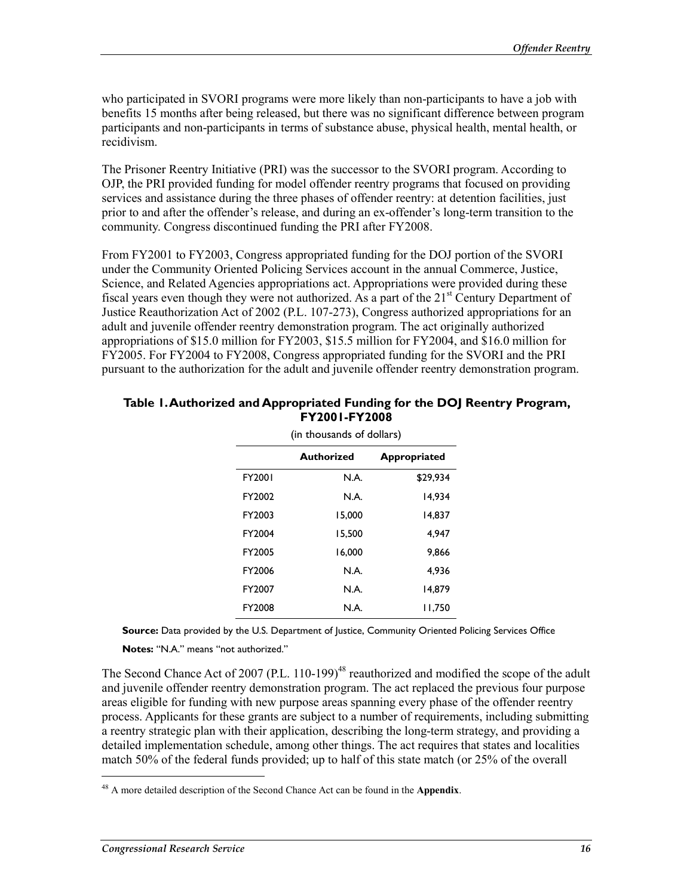who participated in SVORI programs were more likely than non-participants to have a job with benefits 15 months after being released, but there was no significant difference between program participants and non-participants in terms of substance abuse, physical health, mental health, or recidivism.

The Prisoner Reentry Initiative (PRI) was the successor to the SVORI program. According to OJP, the PRI provided funding for model offender reentry programs that focused on providing services and assistance during the three phases of offender reentry: at detention facilities, just prior to and after the offender's release, and during an ex-offender's long-term transition to the community. Congress discontinued funding the PRI after FY2008.

From FY2001 to FY2003, Congress appropriated funding for the DOJ portion of the SVORI under the Community Oriented Policing Services account in the annual Commerce, Justice, Science, and Related Agencies appropriations act. Appropriations were provided during these fiscal years even though they were not authorized. As a part of the 21st Century Department of Justice Reauthorization Act of 2002 (P.L. 107-273), Congress authorized appropriations for an adult and juvenile offender reentry demonstration program. The act originally authorized appropriations of $15.0 million for FY2003, $15.5 million for FY2004, and $16.0 million for FY2005. For FY2004 to FY2008, Congress appropriated funding for the SVORI and the PRI pursuant to the authorization for the adult and juvenile offender reentry demonstration program.

**Table 1. Authorized and Appropriated Funding for the DOJ Reentry Program, FY2001-FY2008**

(in thousands of dollars)

| | Authorized | Appropriated |
|---|---|---|
| FY2001 | N.A. | $29,934 |
| FY2002 | N.A. | 14,934 |
| FY2003 | 15,000 | 14,837 |
| FY2004 | 15,500 | 4,947 |
| FY2005 | 16,000 | 9,866 |
| FY2006 | N.A. | 4,936 |
| FY2007 | N.A. | 14,879 |
| FY2008 | N.A. | 11,750 |

**Source:** Data provided by the U.S. Department of Justice, Community Oriented Policing Services Office

**Notes:** "N.A." means "not authorized."

The Second Chance Act of 2007 (P.L. 110-199)[48] reauthorized and modified the scope of the adult and juvenile offender reentry demonstration program. The act replaced the previous four purpose areas eligible for funding with new purpose areas spanning every phase of the offender reentry process. Applicants for these grants are subject to a number of requirements, including submitting a reentry strategic plan with their application, describing the long-term strategy, and providing a detailed implementation schedule, among other things. The act requires that states and localities match 50% of the federal funds provided; up to half of this state match (or 25% of the overall

[48] A more detailed description of the Second Chance Act can be found in the **Appendix**.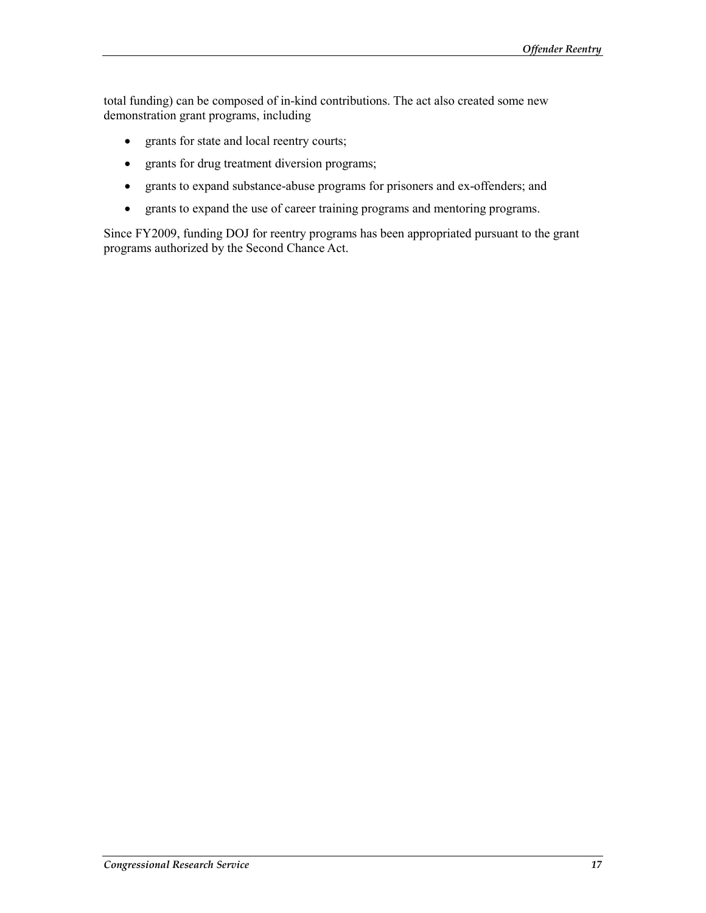total funding) can be composed of in-kind contributions. The act also created some new demonstration grant programs, including

- grants for state and local reentry courts;
- grants for drug treatment diversion programs;
- grants to expand substance-abuse programs for prisoners and ex-offenders; and
- grants to expand the use of career training programs and mentoring programs.

Since FY2009, funding DOJ for reentry programs has been appropriated pursuant to the grant programs authorized by the Second Chance Act.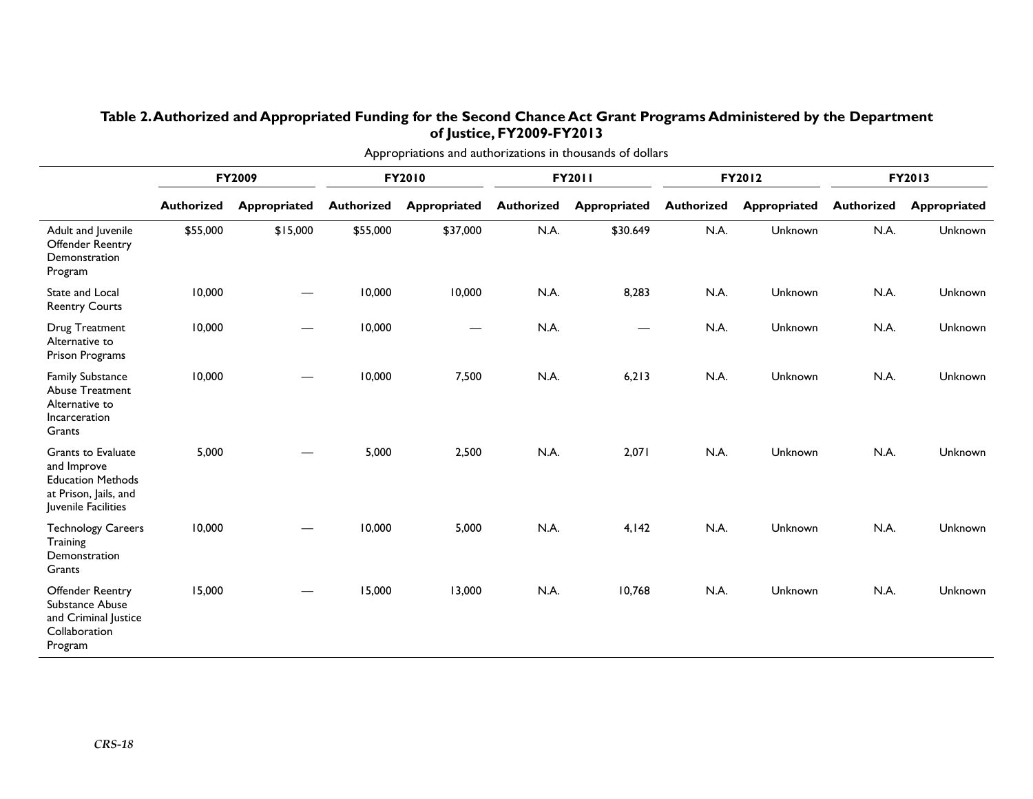**Table 2. Authorized and Appropriated Funding for the Second Chance Act Grant Programs Administered by the Department of Justice, FY2009-FY2013**

Appropriations and authorizations in thousands of dollars

| | FY2009 | | FY2010 | | FY2011 | | FY2012 | | FY2013 | |
|---|---|---|---|---|---|---|---|---|---|---|
| | Authorized | Appropriated | Authorized | Appropriated | Authorized | Appropriated | Authorized | Appropriated | Authorized | Appropriated |
| Adult and Juvenile Offender Reentry Demonstration Program | $55,000 | $15,000 | $55,000 | $37,000 | N.A. | $30.649 | N.A. | Unknown | N.A. | Unknown |
| State and Local Reentry Courts | 10,000 | — | 10,000 | 10,000 | N.A. | 8,283 | N.A. | Unknown | N.A. | Unknown |
| Drug Treatment Alternative to Prison Programs | 10,000 | — | 10,000 | — | N.A. | — | N.A. | Unknown | N.A. | Unknown |
| Family Substance Abuse Treatment Alternative to Incarceration Grants | 10,000 | — | 10,000 | 7,500 | N.A. | 6,213 | N.A. | Unknown | N.A. | Unknown |
| Grants to Evaluate and Improve Education Methods at Prison, Jails, and Juvenile Facilities | 5,000 | — | 5,000 | 2,500 | N.A. | 2,071 | N.A. | Unknown | N.A. | Unknown |
| Technology Careers Training Demonstration Grants | 10,000 | — | 10,000 | 5,000 | N.A. | 4,142 | N.A. | Unknown | N.A. | Unknown |
| Offender Reentry Substance Abuse and Criminal Justice Collaboration Program | 15,000 | — | 15,000 | 13,000 | N.A. | 10,768 | N.A. | Unknown | N.A. | Unknown |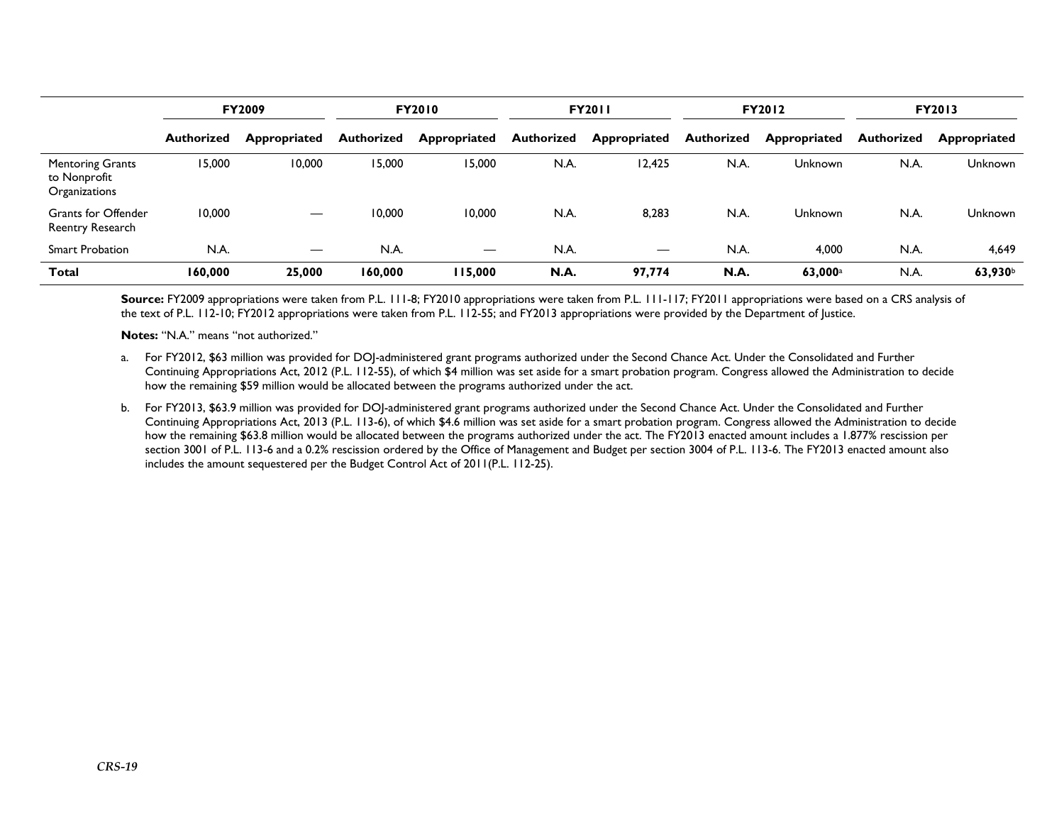| | FY2009 | | FY2010 | | FY2011 | | FY2012 | | FY2013 | |
|---|---|---|---|---|---|---|---|---|---|---|
| | Authorized | Appropriated | Authorized | Appropriated | Authorized | Appropriated | Authorized | Appropriated | Authorized | Appropriated |
| Mentoring Grants to Nonprofit Organizations | 15,000 | 10,000 | 15,000 | 15,000 | N.A. | 12,425 | N.A. | Unknown | N.A. | Unknown |
| Grants for Offender Reentry Research | 10,000 | — | 10,000 | 10,000 | N.A. | 8,283 | N.A. | Unknown | N.A. | Unknown |
| Smart Probation | N.A. | — | N.A. | — | N.A. | — | N.A. | 4,000 | N.A. | 4,649 |
| **Total** | **160,000** | **25,000** | **160,000** | **115,000** | **N.A.** | **97,774** | **N.A.** | **63,000**[a] | N.A. | **63,930**[b] |

**Source:** FY2009 appropriations were taken from P.L. 111-8; FY2010 appropriations were taken from P.L. 111-117; FY2011 appropriations were based on a CRS analysis of the text of P.L. 112-10; FY2012 appropriations were taken from P.L. 112-55; and FY2013 appropriations were provided by the Department of Justice.

**Notes:** "N.A." means "not authorized."

a. For FY2012, $63 million was provided for DOJ-administered grant programs authorized under the Second Chance Act. Under the Consolidated and Further Continuing Appropriations Act, 2012 (P.L. 112-55), of which $4 million was set aside for a smart probation program. Congress allowed the Administration to decide how the remaining $59 million would be allocated between the programs authorized under the act.

b. For FY2013, $63.9 million was provided for DOJ-administered grant programs authorized under the Second Chance Act. Under the Consolidated and Further Continuing Appropriations Act, 2013 (P.L. 113-6), of which $4.6 million was set aside for a smart probation program. Congress allowed the Administration to decide how the remaining $63.8 million would be allocated between the programs authorized under the act. The FY2013 enacted amount includes a 1.877% rescission per section 3001 of P.L. 113-6 and a 0.2% rescission ordered by the Office of Management and Budget per section 3004 of P.L. 113-6. The FY2013 enacted amount also includes the amount sequestered per the Budget Control Act of 2011(P.L. 112-25).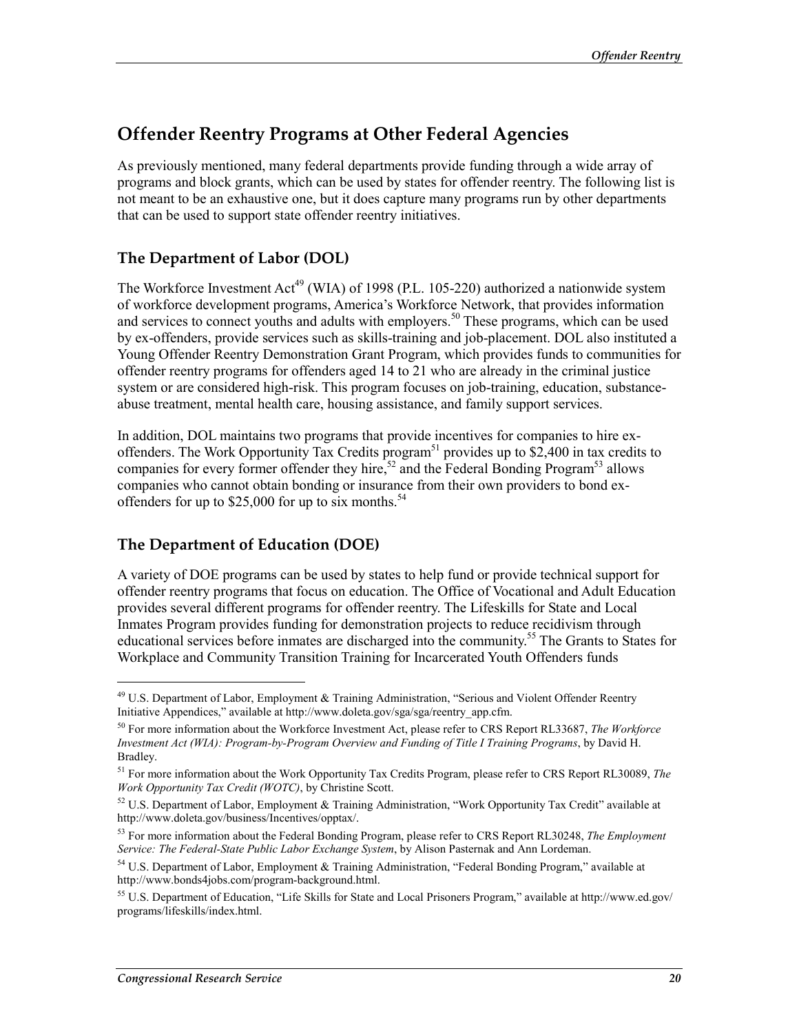## Offender Reentry Programs at Other Federal Agencies

As previously mentioned, many federal departments provide funding through a wide array of programs and block grants, which can be used by states for offender reentry. The following list is not meant to be an exhaustive one, but it does capture many programs run by other departments that can be used to support state offender reentry initiatives.

### The Department of Labor (DOL)

The Workforce Investment Act[49] (WIA) of 1998 (P.L. 105-220) authorized a nationwide system of workforce development programs, America's Workforce Network, that provides information and services to connect youths and adults with employers.[50] These programs, which can be used by ex-offenders, provide services such as skills-training and job-placement. DOL also instituted a Young Offender Reentry Demonstration Grant Program, which provides funds to communities for offender reentry programs for offenders aged 14 to 21 who are already in the criminal justice system or are considered high-risk. This program focuses on job-training, education, substance-abuse treatment, mental health care, housing assistance, and family support services.

In addition, DOL maintains two programs that provide incentives for companies to hire ex-offenders. The Work Opportunity Tax Credits program[51] provides up to $2,400 in tax credits to companies for every former offender they hire,[52] and the Federal Bonding Program[53] allows companies who cannot obtain bonding or insurance from their own providers to bond ex-offenders for up to $25,000 for up to six months.[54]

### The Department of Education (DOE)

A variety of DOE programs can be used by states to help fund or provide technical support for offender reentry programs that focus on education. The Office of Vocational and Adult Education provides several different programs for offender reentry. The Lifeskills for State and Local Inmates Program provides funding for demonstration projects to reduce recidivism through educational services before inmates are discharged into the community.[55] The Grants to States for Workplace and Community Transition Training for Incarcerated Youth Offenders funds

---

[49] U.S. Department of Labor, Employment & Training Administration, "Serious and Violent Offender Reentry Initiative Appendices," available at http://www.doleta.gov/sga/sga/reentry_app.cfm.

[50] For more information about the Workforce Investment Act, please refer to CRS Report RL33687, *The Workforce Investment Act (WIA): Program-by-Program Overview and Funding of Title I Training Programs*, by David H. Bradley.

[51] For more information about the Work Opportunity Tax Credits Program, please refer to CRS Report RL30089, *The Work Opportunity Tax Credit (WOTC)*, by Christine Scott.

[52] U.S. Department of Labor, Employment & Training Administration, "Work Opportunity Tax Credit" available at http://www.doleta.gov/business/Incentives/opptax/.

[53] For more information about the Federal Bonding Program, please refer to CRS Report RL30248, *The Employment Service: The Federal-State Public Labor Exchange System*, by Alison Pasternak and Ann Lordeman.

[54] U.S. Department of Labor, Employment & Training Administration, "Federal Bonding Program," available at http://www.bonds4jobs.com/program-background.html.

[55] U.S. Department of Education, "Life Skills for State and Local Prisoners Program," available at http://www.ed.gov/programs/lifeskills/index.html.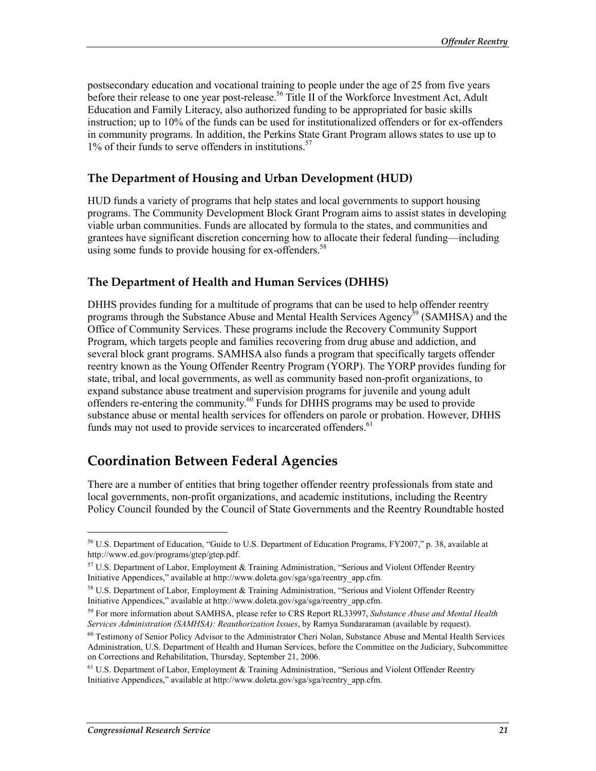postsecondary education and vocational training to people under the age of 25 from five years before their release to one year post-release.[56] Title II of the Workforce Investment Act, Adult Education and Family Literacy, also authorized funding to be appropriated for basic skills instruction; up to 10% of the funds can be used for institutionalized offenders or for ex-offenders in community programs. In addition, the Perkins State Grant Program allows states to use up to 1% of their funds to serve offenders in institutions.[57]

### The Department of Housing and Urban Development (HUD)

HUD funds a variety of programs that help states and local governments to support housing programs. The Community Development Block Grant Program aims to assist states in developing viable urban communities. Funds are allocated by formula to the states, and communities and grantees have significant discretion concerning how to allocate their federal funding—including using some funds to provide housing for ex-offenders.[58]

### The Department of Health and Human Services (DHHS)

DHHS provides funding for a multitude of programs that can be used to help offender reentry programs through the Substance Abuse and Mental Health Services Agency[59] (SAMHSA) and the Office of Community Services. These programs include the Recovery Community Support Program, which targets people and families recovering from drug abuse and addiction, and several block grant programs. SAMHSA also funds a program that specifically targets offender reentry known as the Young Offender Reentry Program (YORP). The YORP provides funding for state, tribal, and local governments, as well as community based non-profit organizations, to expand substance abuse treatment and supervision programs for juvenile and young adult offenders re-entering the community.[60] Funds for DHHS programs may be used to provide substance abuse or mental health services for offenders on parole or probation. However, DHHS funds may not used to provide services to incarcerated offenders.[61]

## Coordination Between Federal Agencies

There are a number of entities that bring together offender reentry professionals from state and local governments, non-profit organizations, and academic institutions, including the Reentry Policy Council founded by the Council of State Governments and the Reentry Roundtable hosted

---

[56] U.S. Department of Education, "Guide to U.S. Department of Education Programs, FY2007," p. 38, available at http://www.ed.gov/programs/gtep/gtep.pdf.

[57] U.S. Department of Labor, Employment & Training Administration, "Serious and Violent Offender Reentry Initiative Appendices," available at http://www.doleta.gov/sga/sga/reentry_app.cfm.

[58] U.S. Department of Labor, Employment & Training Administration, "Serious and Violent Offender Reentry Initiative Appendices," available at http://www.doleta.gov/sga/sga/reentry_app.cfm.

[59] For more information about SAMHSA, please refer to CRS Report RL33997, *Substance Abuse and Mental Health Services Administration (SAMHSA): Reauthorization Issues*, by Ramya Sundararaman (available by request).

[60] Testimony of Senior Policy Advisor to the Administrator Cheri Nolan, Substance Abuse and Mental Health Services Administration, U.S. Department of Health and Human Services, before the Committee on the Judiciary, Subcommittee on Corrections and Rehabilitation, Thursday, September 21, 2006.

[61] U.S. Department of Labor, Employment & Training Administration, "Serious and Violent Offender Reentry Initiative Appendices," available at http://www.doleta.gov/sga/sga/reentry_app.cfm.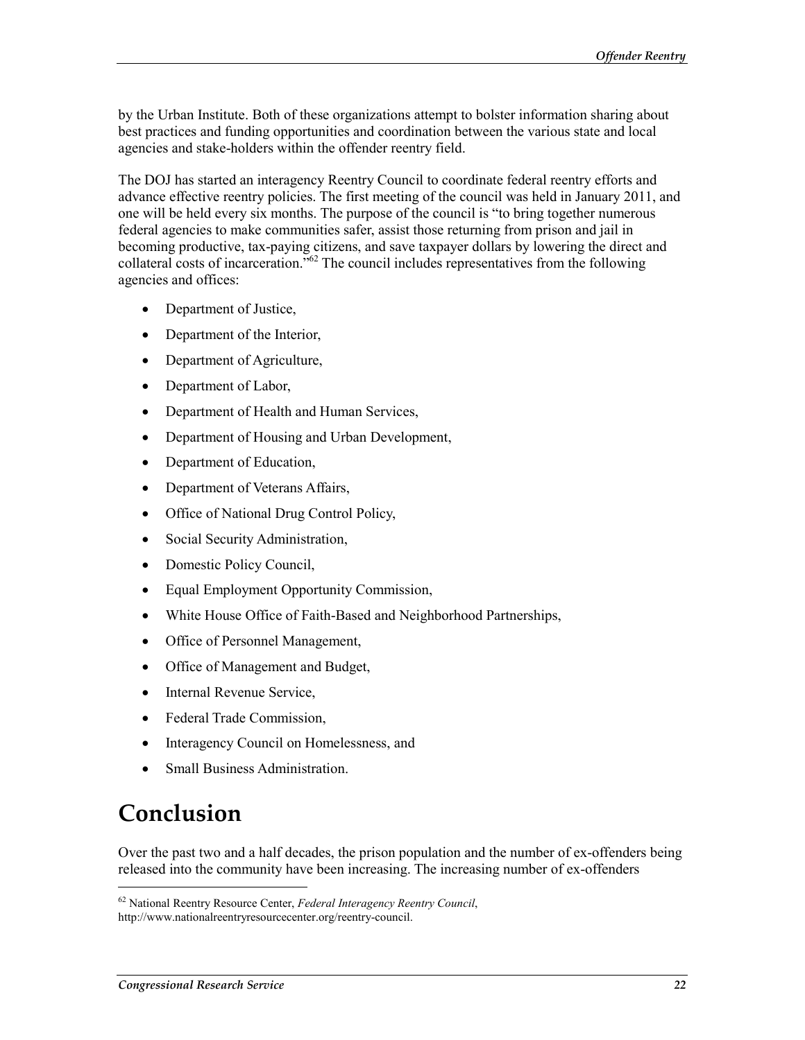by the Urban Institute. Both of these organizations attempt to bolster information sharing about best practices and funding opportunities and coordination between the various state and local agencies and stake-holders within the offender reentry field.

The DOJ has started an interagency Reentry Council to coordinate federal reentry efforts and advance effective reentry policies. The first meeting of the council was held in January 2011, and one will be held every six months. The purpose of the council is "to bring together numerous federal agencies to make communities safer, assist those returning from prison and jail in becoming productive, tax-paying citizens, and save taxpayer dollars by lowering the direct and collateral costs of incarceration."[62] The council includes representatives from the following agencies and offices:

- Department of Justice,
- Department of the Interior,
- Department of Agriculture,
- Department of Labor,
- Department of Health and Human Services,
- Department of Housing and Urban Development,
- Department of Education,
- Department of Veterans Affairs,
- Office of National Drug Control Policy,
- Social Security Administration,
- Domestic Policy Council,
- Equal Employment Opportunity Commission,
- White House Office of Faith-Based and Neighborhood Partnerships,
- Office of Personnel Management,
- Office of Management and Budget,
- Internal Revenue Service,
- Federal Trade Commission,
- Interagency Council on Homelessness, and
- Small Business Administration.

# Conclusion

Over the past two and a half decades, the prison population and the number of ex-offenders being released into the community have been increasing. The increasing number of ex-offenders

[62] National Reentry Resource Center, *Federal Interagency Reentry Council*, http://www.nationalreentryresourcecenter.org/reentry-council.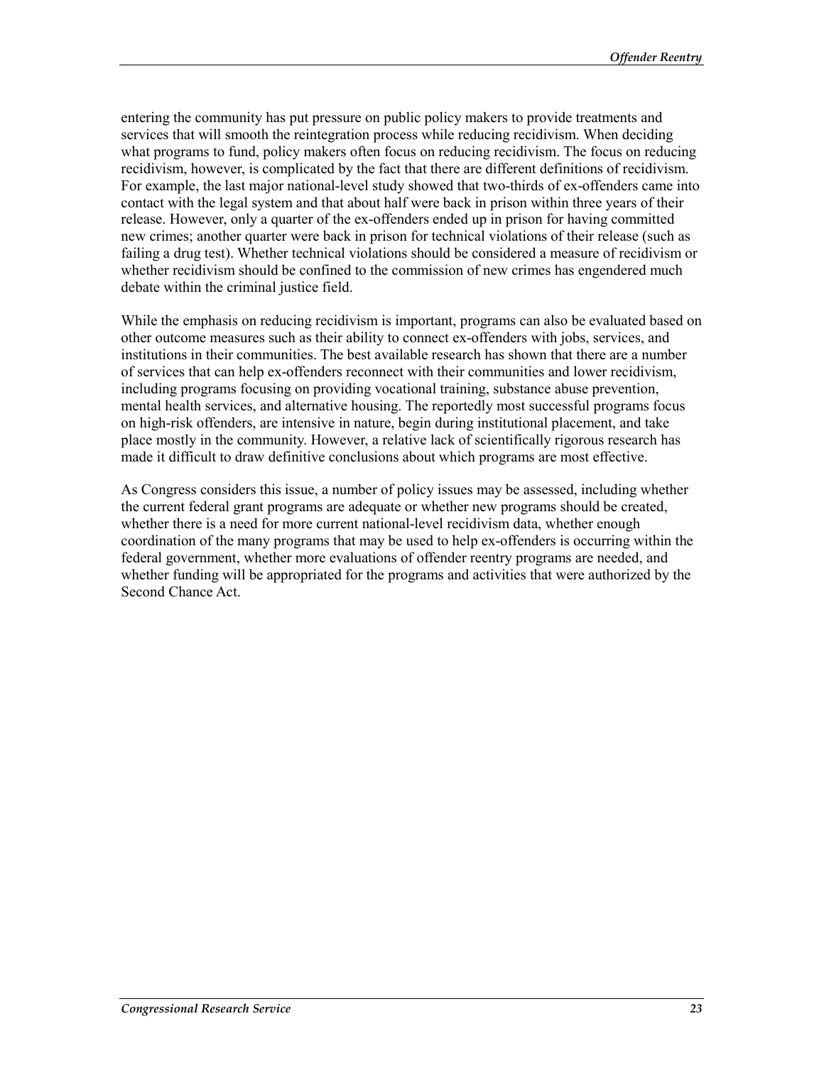entering the community has put pressure on public policy makers to provide treatments and services that will smooth the reintegration process while reducing recidivism. When deciding what programs to fund, policy makers often focus on reducing recidivism. The focus on reducing recidivism, however, is complicated by the fact that there are different definitions of recidivism. For example, the last major national-level study showed that two-thirds of ex-offenders came into contact with the legal system and that about half were back in prison within three years of their release. However, only a quarter of the ex-offenders ended up in prison for having committed new crimes; another quarter were back in prison for technical violations of their release (such as failing a drug test). Whether technical violations should be considered a measure of recidivism or whether recidivism should be confined to the commission of new crimes has engendered much debate within the criminal justice field.

While the emphasis on reducing recidivism is important, programs can also be evaluated based on other outcome measures such as their ability to connect ex-offenders with jobs, services, and institutions in their communities. The best available research has shown that there are a number of services that can help ex-offenders reconnect with their communities and lower recidivism, including programs focusing on providing vocational training, substance abuse prevention, mental health services, and alternative housing. The reportedly most successful programs focus on high-risk offenders, are intensive in nature, begin during institutional placement, and take place mostly in the community. However, a relative lack of scientifically rigorous research has made it difficult to draw definitive conclusions about which programs are most effective.

As Congress considers this issue, a number of policy issues may be assessed, including whether the current federal grant programs are adequate or whether new programs should be created, whether there is a need for more current national-level recidivism data, whether enough coordination of the many programs that may be used to help ex-offenders is occurring within the federal government, whether more evaluations of offender reentry programs are needed, and whether funding will be appropriated for the programs and activities that were authorized by the Second Chance Act.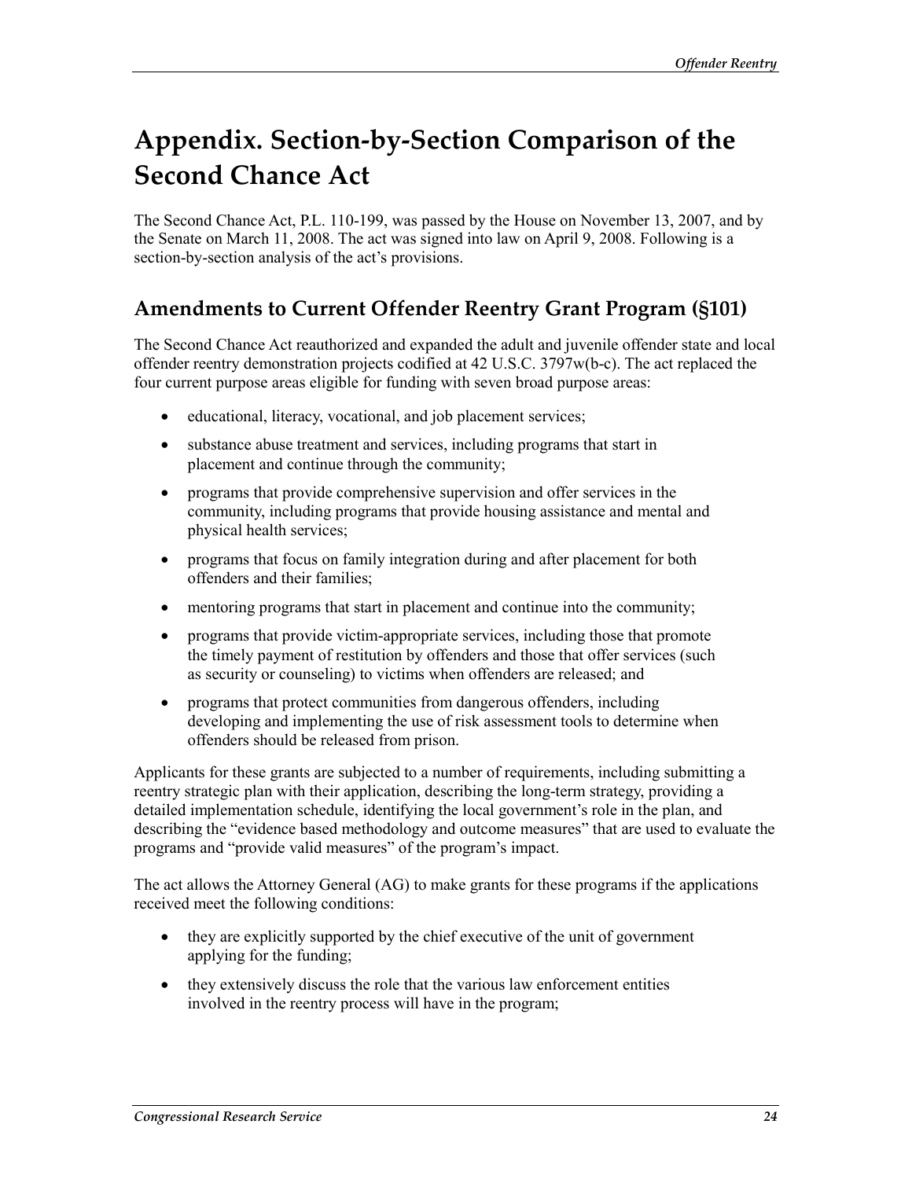# Appendix. Section-by-Section Comparison of the Second Chance Act

The Second Chance Act, P.L. 110-199, was passed by the House on November 13, 2007, and by the Senate on March 11, 2008. The act was signed into law on April 9, 2008. Following is a section-by-section analysis of the act's provisions.

## Amendments to Current Offender Reentry Grant Program (§101)

The Second Chance Act reauthorized and expanded the adult and juvenile offender state and local offender reentry demonstration projects codified at 42 U.S.C. 3797w(b-c). The act replaced the four current purpose areas eligible for funding with seven broad purpose areas:

- educational, literacy, vocational, and job placement services;
- substance abuse treatment and services, including programs that start in placement and continue through the community;
- programs that provide comprehensive supervision and offer services in the community, including programs that provide housing assistance and mental and physical health services;
- programs that focus on family integration during and after placement for both offenders and their families;
- mentoring programs that start in placement and continue into the community;
- programs that provide victim-appropriate services, including those that promote the timely payment of restitution by offenders and those that offer services (such as security or counseling) to victims when offenders are released; and
- programs that protect communities from dangerous offenders, including developing and implementing the use of risk assessment tools to determine when offenders should be released from prison.

Applicants for these grants are subjected to a number of requirements, including submitting a reentry strategic plan with their application, describing the long-term strategy, providing a detailed implementation schedule, identifying the local government's role in the plan, and describing the "evidence based methodology and outcome measures" that are used to evaluate the programs and "provide valid measures" of the program's impact.

The act allows the Attorney General (AG) to make grants for these programs if the applications received meet the following conditions:

- they are explicitly supported by the chief executive of the unit of government applying for the funding;
- they extensively discuss the role that the various law enforcement entities involved in the reentry process will have in the program;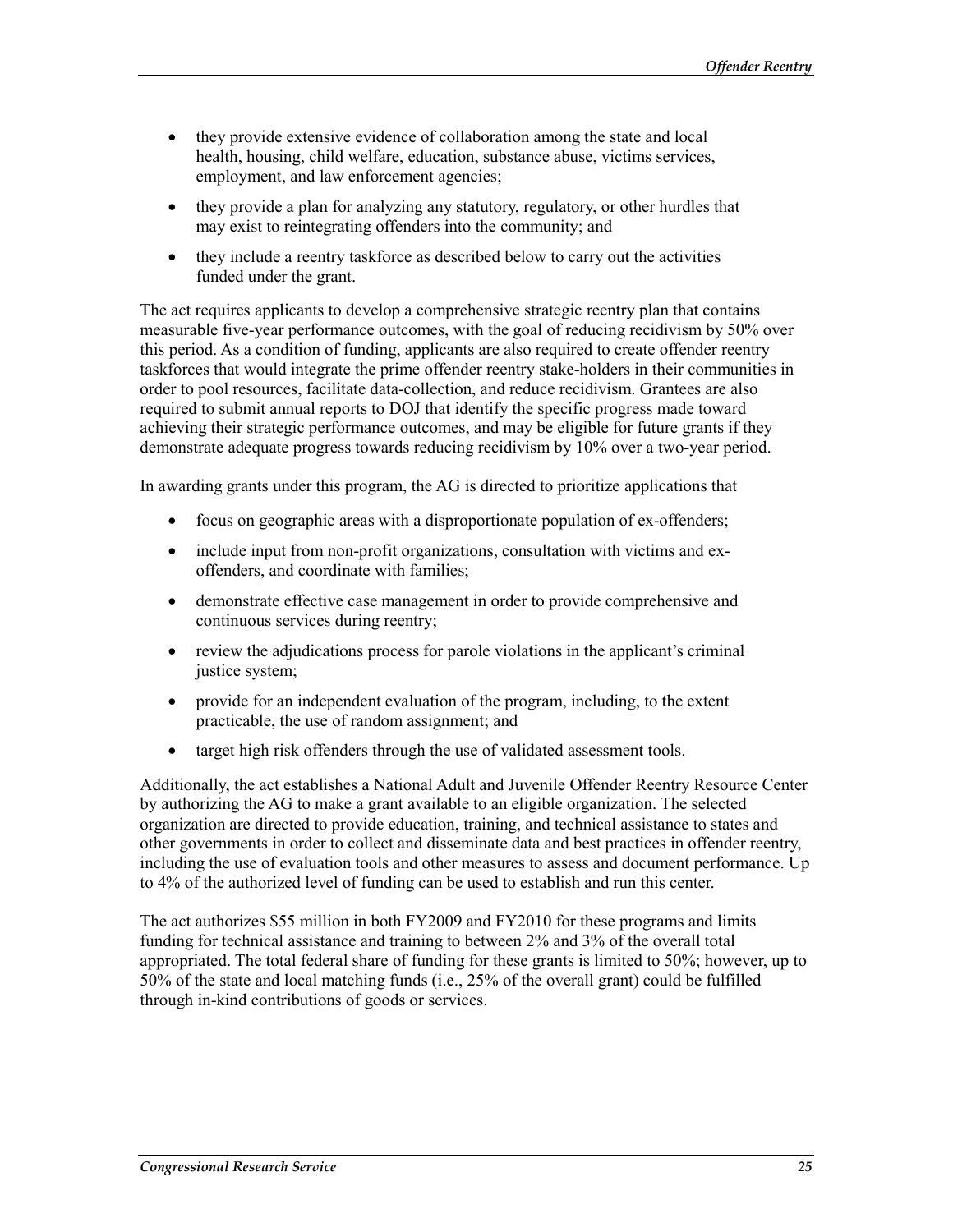- they provide extensive evidence of collaboration among the state and local health, housing, child welfare, education, substance abuse, victims services, employment, and law enforcement agencies;
- they provide a plan for analyzing any statutory, regulatory, or other hurdles that may exist to reintegrating offenders into the community; and
- they include a reentry taskforce as described below to carry out the activities funded under the grant.

The act requires applicants to develop a comprehensive strategic reentry plan that contains measurable five-year performance outcomes, with the goal of reducing recidivism by 50% over this period. As a condition of funding, applicants are also required to create offender reentry taskforces that would integrate the prime offender reentry stake-holders in their communities in order to pool resources, facilitate data-collection, and reduce recidivism. Grantees are also required to submit annual reports to DOJ that identify the specific progress made toward achieving their strategic performance outcomes, and may be eligible for future grants if they demonstrate adequate progress towards reducing recidivism by 10% over a two-year period.

In awarding grants under this program, the AG is directed to prioritize applications that

- focus on geographic areas with a disproportionate population of ex-offenders;
- include input from non-profit organizations, consultation with victims and ex-offenders, and coordinate with families;
- demonstrate effective case management in order to provide comprehensive and continuous services during reentry;
- review the adjudications process for parole violations in the applicant's criminal justice system;
- provide for an independent evaluation of the program, including, to the extent practicable, the use of random assignment; and
- target high risk offenders through the use of validated assessment tools.

Additionally, the act establishes a National Adult and Juvenile Offender Reentry Resource Center by authorizing the AG to make a grant available to an eligible organization. The selected organization are directed to provide education, training, and technical assistance to states and other governments in order to collect and disseminate data and best practices in offender reentry, including the use of evaluation tools and other measures to assess and document performance. Up to 4% of the authorized level of funding can be used to establish and run this center.

The act authorizes $55 million in both FY2009 and FY2010 for these programs and limits funding for technical assistance and training to between 2% and 3% of the overall total appropriated. The total federal share of funding for these grants is limited to 50%; however, up to 50% of the state and local matching funds (i.e., 25% of the overall grant) could be fulfilled through in-kind contributions of goods or services.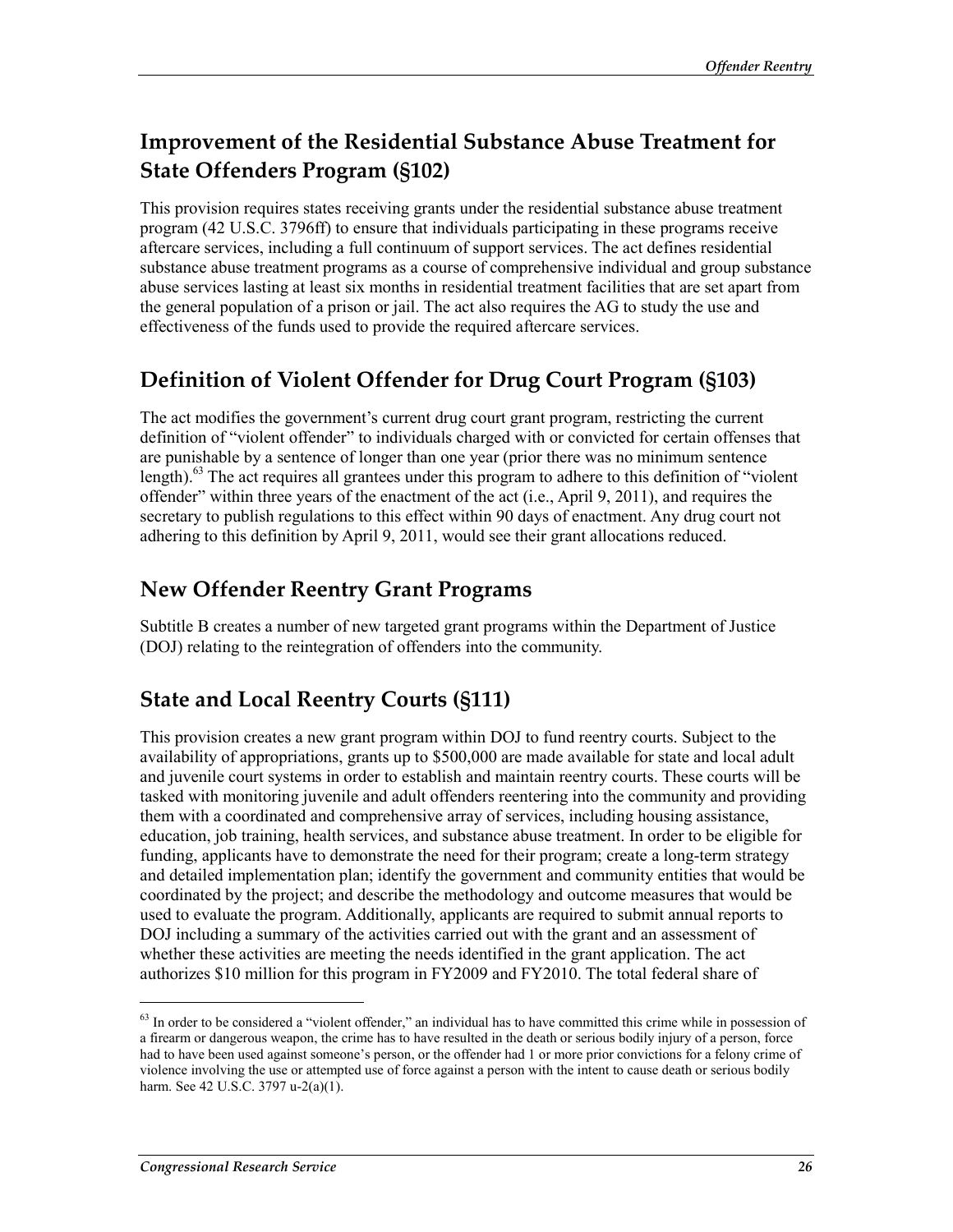## Improvement of the Residential Substance Abuse Treatment for State Offenders Program (§102)

This provision requires states receiving grants under the residential substance abuse treatment program (42 U.S.C. 3796ff) to ensure that individuals participating in these programs receive aftercare services, including a full continuum of support services. The act defines residential substance abuse treatment programs as a course of comprehensive individual and group substance abuse services lasting at least six months in residential treatment facilities that are set apart from the general population of a prison or jail. The act also requires the AG to study the use and effectiveness of the funds used to provide the required aftercare services.

## Definition of Violent Offender for Drug Court Program (§103)

The act modifies the government's current drug court grant program, restricting the current definition of "violent offender" to individuals charged with or convicted for certain offenses that are punishable by a sentence of longer than one year (prior there was no minimum sentence length).[63] The act requires all grantees under this program to adhere to this definition of "violent offender" within three years of the enactment of the act (i.e., April 9, 2011), and requires the secretary to publish regulations to this effect within 90 days of enactment. Any drug court not adhering to this definition by April 9, 2011, would see their grant allocations reduced.

## New Offender Reentry Grant Programs

Subtitle B creates a number of new targeted grant programs within the Department of Justice (DOJ) relating to the reintegration of offenders into the community.

## State and Local Reentry Courts (§111)

This provision creates a new grant program within DOJ to fund reentry courts. Subject to the availability of appropriations, grants up to $500,000 are made available for state and local adult and juvenile court systems in order to establish and maintain reentry courts. These courts will be tasked with monitoring juvenile and adult offenders reentering into the community and providing them with a coordinated and comprehensive array of services, including housing assistance, education, job training, health services, and substance abuse treatment. In order to be eligible for funding, applicants have to demonstrate the need for their program; create a long-term strategy and detailed implementation plan; identify the government and community entities that would be coordinated by the project; and describe the methodology and outcome measures that would be used to evaluate the program. Additionally, applicants are required to submit annual reports to DOJ including a summary of the activities carried out with the grant and an assessment of whether these activities are meeting the needs identified in the grant application. The act authorizes $10 million for this program in FY2009 and FY2010. The total federal share of

---

[63] In order to be considered a "violent offender," an individual has to have committed this crime while in possession of a firearm or dangerous weapon, the crime has to have resulted in the death or serious bodily injury of a person, force had to have been used against someone's person, or the offender had 1 or more prior convictions for a felony crime of violence involving the use or attempted use of force against a person with the intent to cause death or serious bodily harm. See 42 U.S.C. 3797 u-2(a)(1).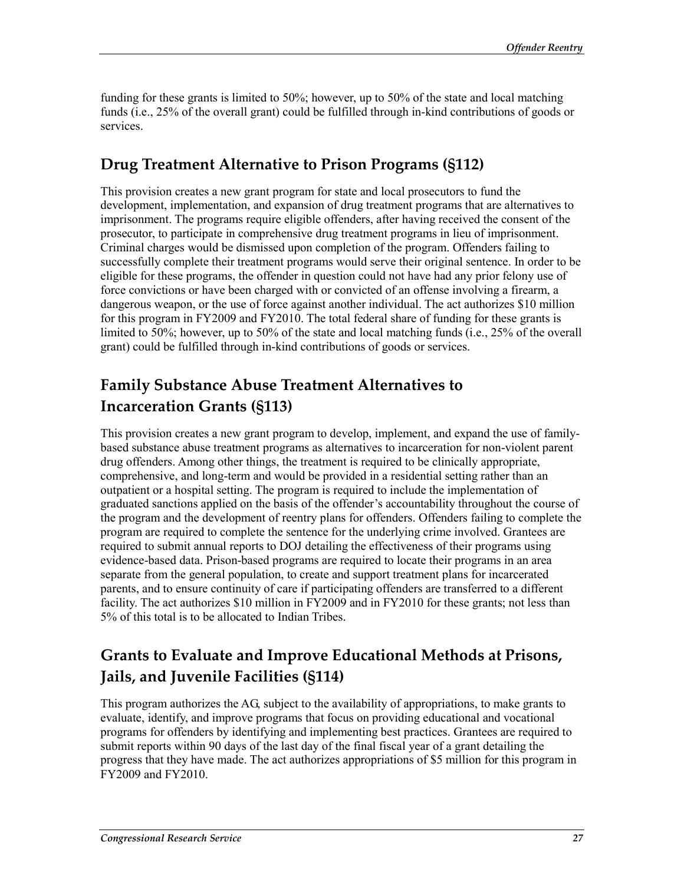funding for these grants is limited to 50%; however, up to 50% of the state and local matching funds (i.e., 25% of the overall grant) could be fulfilled through in-kind contributions of goods or services.

## Drug Treatment Alternative to Prison Programs (§112)

This provision creates a new grant program for state and local prosecutors to fund the development, implementation, and expansion of drug treatment programs that are alternatives to imprisonment. The programs require eligible offenders, after having received the consent of the prosecutor, to participate in comprehensive drug treatment programs in lieu of imprisonment. Criminal charges would be dismissed upon completion of the program. Offenders failing to successfully complete their treatment programs would serve their original sentence. In order to be eligible for these programs, the offender in question could not have had any prior felony use of force convictions or have been charged with or convicted of an offense involving a firearm, a dangerous weapon, or the use of force against another individual. The act authorizes $10 million for this program in FY2009 and FY2010. The total federal share of funding for these grants is limited to 50%; however, up to 50% of the state and local matching funds (i.e., 25% of the overall grant) could be fulfilled through in-kind contributions of goods or services.

## Family Substance Abuse Treatment Alternatives to Incarceration Grants (§113)

This provision creates a new grant program to develop, implement, and expand the use of family-based substance abuse treatment programs as alternatives to incarceration for non-violent parent drug offenders. Among other things, the treatment is required to be clinically appropriate, comprehensive, and long-term and would be provided in a residential setting rather than an outpatient or a hospital setting. The program is required to include the implementation of graduated sanctions applied on the basis of the offender's accountability throughout the course of the program and the development of reentry plans for offenders. Offenders failing to complete the program are required to complete the sentence for the underlying crime involved. Grantees are required to submit annual reports to DOJ detailing the effectiveness of their programs using evidence-based data. Prison-based programs are required to locate their programs in an area separate from the general population, to create and support treatment plans for incarcerated parents, and to ensure continuity of care if participating offenders are transferred to a different facility. The act authorizes $10 million in FY2009 and in FY2010 for these grants; not less than 5% of this total is to be allocated to Indian Tribes.

## Grants to Evaluate and Improve Educational Methods at Prisons, Jails, and Juvenile Facilities (§114)

This program authorizes the AG, subject to the availability of appropriations, to make grants to evaluate, identify, and improve programs that focus on providing educational and vocational programs for offenders by identifying and implementing best practices. Grantees are required to submit reports within 90 days of the last day of the final fiscal year of a grant detailing the progress that they have made. The act authorizes appropriations of $5 million for this program in FY2009 and FY2010.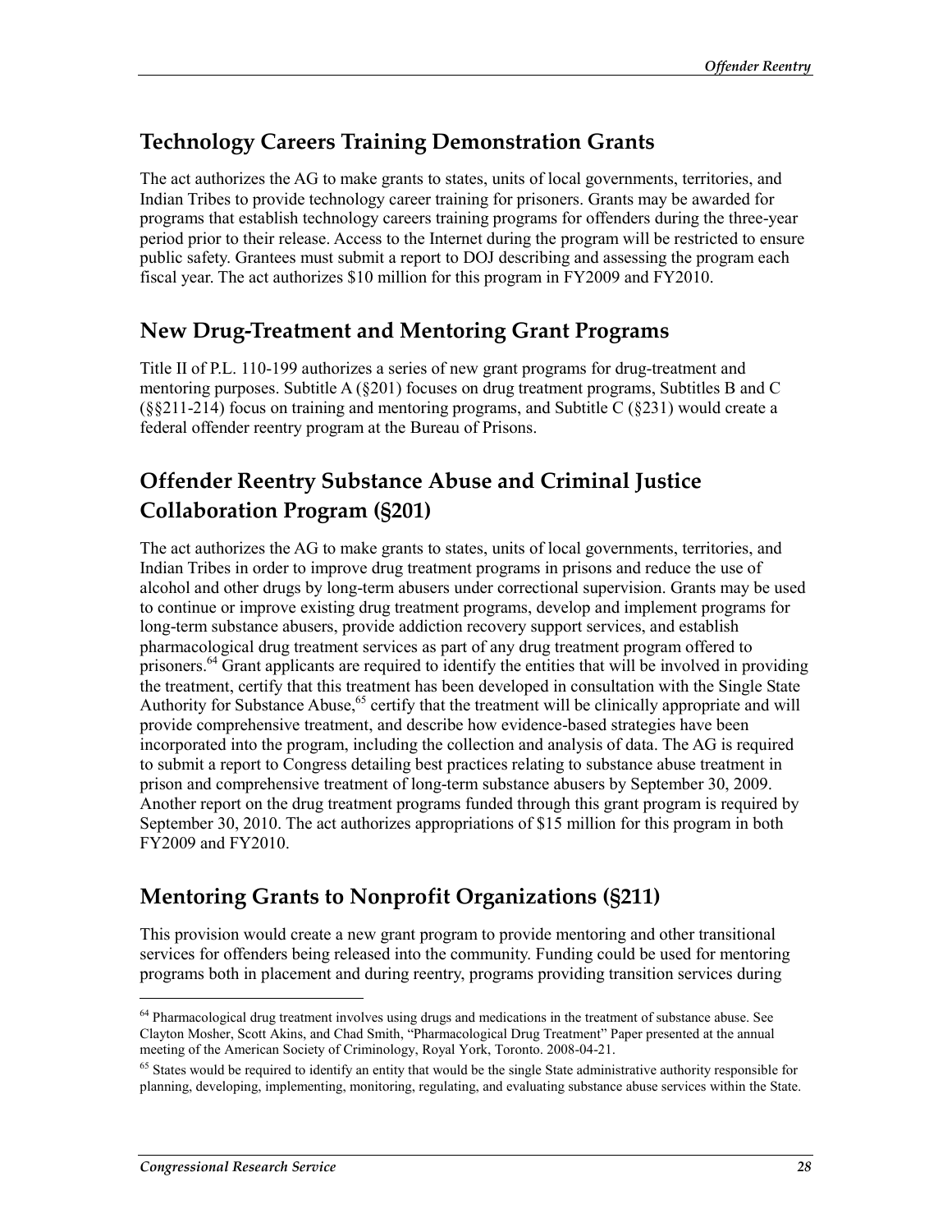## Technology Careers Training Demonstration Grants

The act authorizes the AG to make grants to states, units of local governments, territories, and Indian Tribes to provide technology career training for prisoners. Grants may be awarded for programs that establish technology careers training programs for offenders during the three-year period prior to their release. Access to the Internet during the program will be restricted to ensure public safety. Grantees must submit a report to DOJ describing and assessing the program each fiscal year. The act authorizes $10 million for this program in FY2009 and FY2010.

## New Drug-Treatment and Mentoring Grant Programs

Title II of P.L. 110-199 authorizes a series of new grant programs for drug-treatment and mentoring purposes. Subtitle A (§201) focuses on drug treatment programs, Subtitles B and C (§§211-214) focus on training and mentoring programs, and Subtitle C (§231) would create a federal offender reentry program at the Bureau of Prisons.

## Offender Reentry Substance Abuse and Criminal Justice Collaboration Program (§201)

The act authorizes the AG to make grants to states, units of local governments, territories, and Indian Tribes in order to improve drug treatment programs in prisons and reduce the use of alcohol and other drugs by long-term abusers under correctional supervision. Grants may be used to continue or improve existing drug treatment programs, develop and implement programs for long-term substance abusers, provide addiction recovery support services, and establish pharmacological drug treatment services as part of any drug treatment program offered to prisoners.[64] Grant applicants are required to identify the entities that will be involved in providing the treatment, certify that this treatment has been developed in consultation with the Single State Authority for Substance Abuse,[65] certify that the treatment will be clinically appropriate and will provide comprehensive treatment, and describe how evidence-based strategies have been incorporated into the program, including the collection and analysis of data. The AG is required to submit a report to Congress detailing best practices relating to substance abuse treatment in prison and comprehensive treatment of long-term substance abusers by September 30, 2009. Another report on the drug treatment programs funded through this grant program is required by September 30, 2010. The act authorizes appropriations of $15 million for this program in both FY2009 and FY2010.

## Mentoring Grants to Nonprofit Organizations (§211)

This provision would create a new grant program to provide mentoring and other transitional services for offenders being released into the community. Funding could be used for mentoring programs both in placement and during reentry, programs providing transition services during

---

[64] Pharmacological drug treatment involves using drugs and medications in the treatment of substance abuse. See Clayton Mosher, Scott Akins, and Chad Smith, "Pharmacological Drug Treatment" Paper presented at the annual meeting of the American Society of Criminology, Royal York, Toronto. 2008-04-21.

[65] States would be required to identify an entity that would be the single State administrative authority responsible for planning, developing, implementing, monitoring, regulating, and evaluating substance abuse services within the State.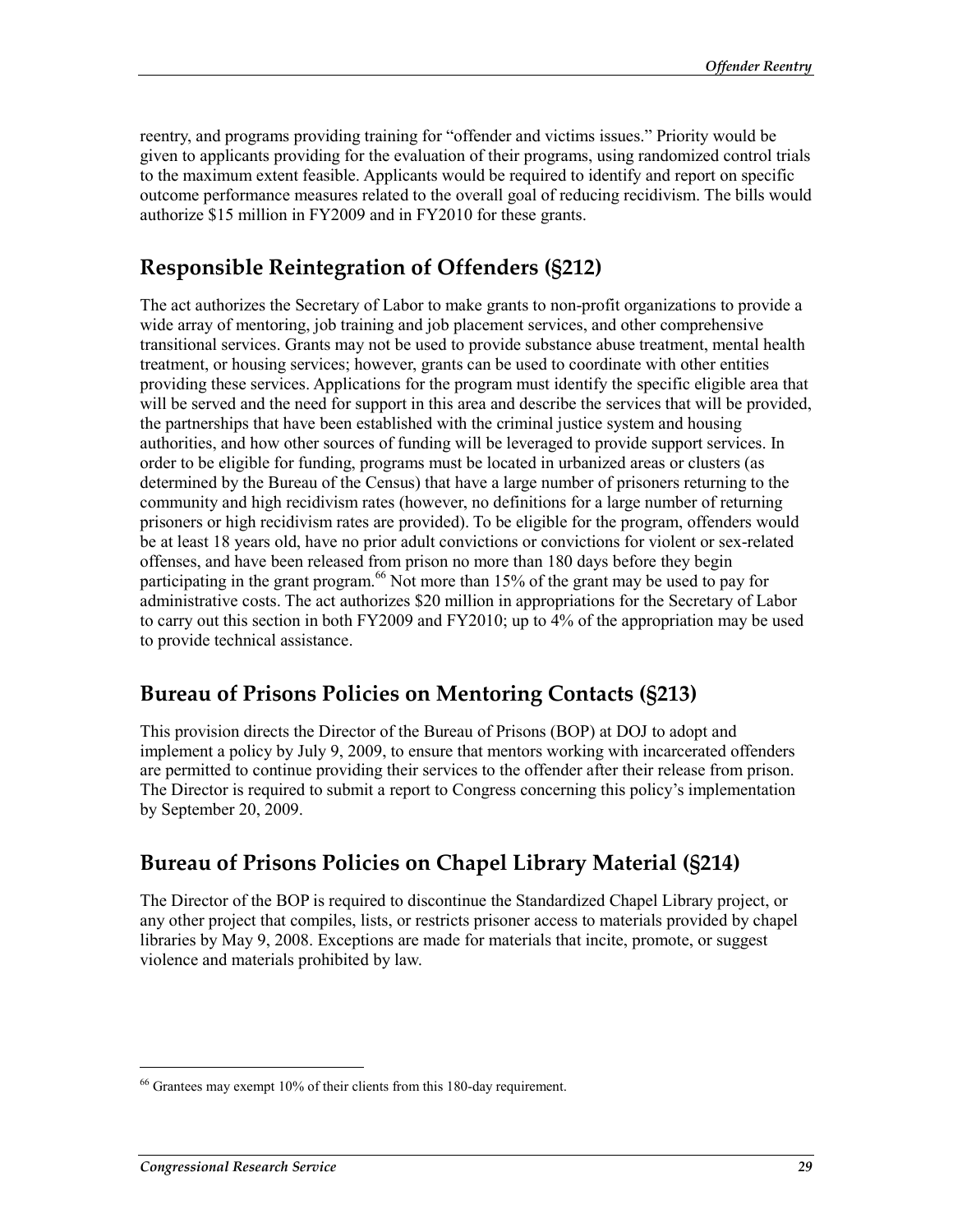reentry, and programs providing training for "offender and victims issues." Priority would be given to applicants providing for the evaluation of their programs, using randomized control trials to the maximum extent feasible. Applicants would be required to identify and report on specific outcome performance measures related to the overall goal of reducing recidivism. The bills would authorize $15 million in FY2009 and in FY2010 for these grants.

## Responsible Reintegration of Offenders (§212)

The act authorizes the Secretary of Labor to make grants to non-profit organizations to provide a wide array of mentoring, job training and job placement services, and other comprehensive transitional services. Grants may not be used to provide substance abuse treatment, mental health treatment, or housing services; however, grants can be used to coordinate with other entities providing these services. Applications for the program must identify the specific eligible area that will be served and the need for support in this area and describe the services that will be provided, the partnerships that have been established with the criminal justice system and housing authorities, and how other sources of funding will be leveraged to provide support services. In order to be eligible for funding, programs must be located in urbanized areas or clusters (as determined by the Bureau of the Census) that have a large number of prisoners returning to the community and high recidivism rates (however, no definitions for a large number of returning prisoners or high recidivism rates are provided). To be eligible for the program, offenders would be at least 18 years old, have no prior adult convictions or convictions for violent or sex-related offenses, and have been released from prison no more than 180 days before they begin participating in the grant program.[66] Not more than 15% of the grant may be used to pay for administrative costs. The act authorizes $20 million in appropriations for the Secretary of Labor to carry out this section in both FY2009 and FY2010; up to 4% of the appropriation may be used to provide technical assistance.

## Bureau of Prisons Policies on Mentoring Contacts (§213)

This provision directs the Director of the Bureau of Prisons (BOP) at DOJ to adopt and implement a policy by July 9, 2009, to ensure that mentors working with incarcerated offenders are permitted to continue providing their services to the offender after their release from prison. The Director is required to submit a report to Congress concerning this policy's implementation by September 20, 2009.

## Bureau of Prisons Policies on Chapel Library Material (§214)

The Director of the BOP is required to discontinue the Standardized Chapel Library project, or any other project that compiles, lists, or restricts prisoner access to materials provided by chapel libraries by May 9, 2008. Exceptions are made for materials that incite, promote, or suggest violence and materials prohibited by law.

---

[66] Grantees may exempt 10% of their clients from this 180-day requirement.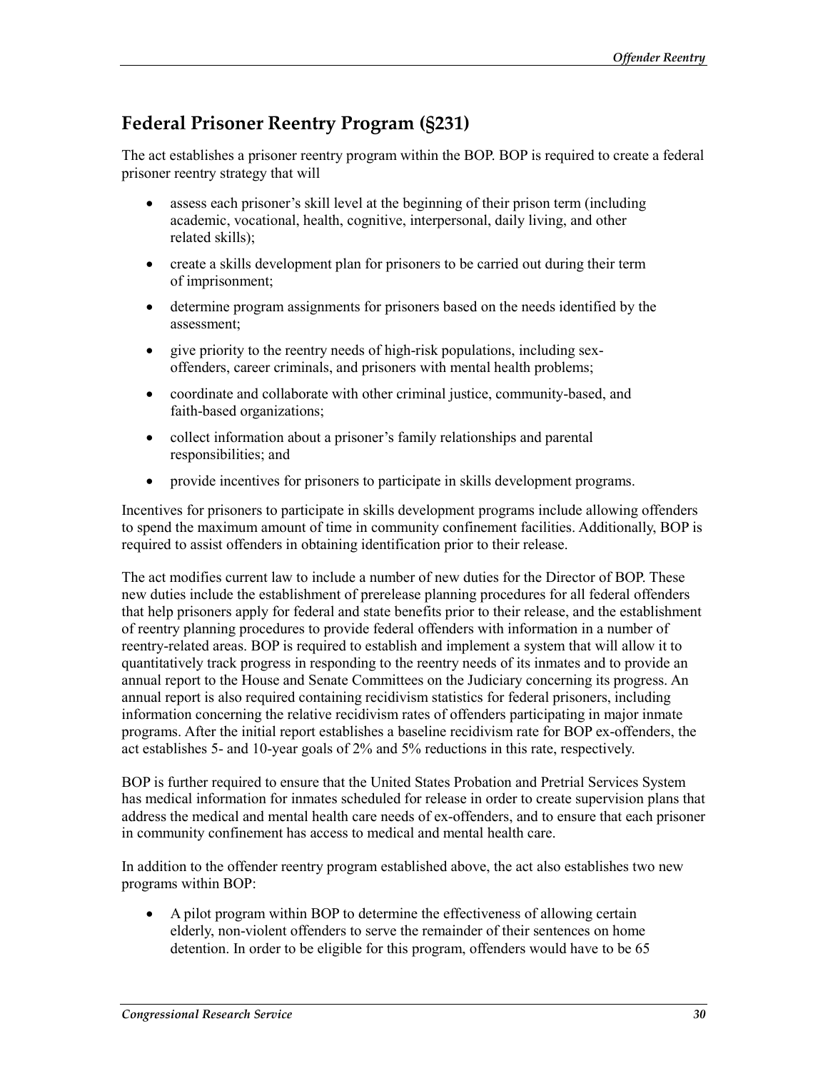## Federal Prisoner Reentry Program (§231)

The act establishes a prisoner reentry program within the BOP. BOP is required to create a federal prisoner reentry strategy that will

- assess each prisoner's skill level at the beginning of their prison term (including academic, vocational, health, cognitive, interpersonal, daily living, and other related skills);
- create a skills development plan for prisoners to be carried out during their term of imprisonment;
- determine program assignments for prisoners based on the needs identified by the assessment;
- give priority to the reentry needs of high-risk populations, including sex-offenders, career criminals, and prisoners with mental health problems;
- coordinate and collaborate with other criminal justice, community-based, and faith-based organizations;
- collect information about a prisoner's family relationships and parental responsibilities; and
- provide incentives for prisoners to participate in skills development programs.

Incentives for prisoners to participate in skills development programs include allowing offenders to spend the maximum amount of time in community confinement facilities. Additionally, BOP is required to assist offenders in obtaining identification prior to their release.

The act modifies current law to include a number of new duties for the Director of BOP. These new duties include the establishment of prerelease planning procedures for all federal offenders that help prisoners apply for federal and state benefits prior to their release, and the establishment of reentry planning procedures to provide federal offenders with information in a number of reentry-related areas. BOP is required to establish and implement a system that will allow it to quantitatively track progress in responding to the reentry needs of its inmates and to provide an annual report to the House and Senate Committees on the Judiciary concerning its progress. An annual report is also required containing recidivism statistics for federal prisoners, including information concerning the relative recidivism rates of offenders participating in major inmate programs. After the initial report establishes a baseline recidivism rate for BOP ex-offenders, the act establishes 5- and 10-year goals of 2% and 5% reductions in this rate, respectively.

BOP is further required to ensure that the United States Probation and Pretrial Services System has medical information for inmates scheduled for release in order to create supervision plans that address the medical and mental health care needs of ex-offenders, and to ensure that each prisoner in community confinement has access to medical and mental health care.

In addition to the offender reentry program established above, the act also establishes two new programs within BOP:

- A pilot program within BOP to determine the effectiveness of allowing certain elderly, non-violent offenders to serve the remainder of their sentences on home detention. In order to be eligible for this program, offenders would have to be 65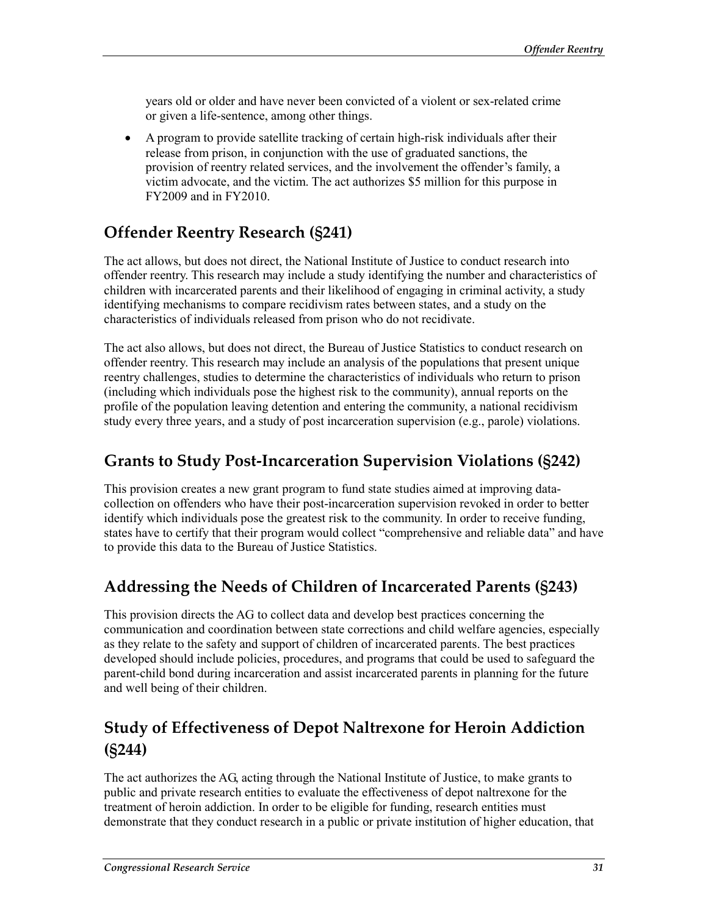years old or older and have never been convicted of a violent or sex-related crime or given a life-sentence, among other things.

- A program to provide satellite tracking of certain high-risk individuals after their release from prison, in conjunction with the use of graduated sanctions, the provision of reentry related services, and the involvement the offender's family, a victim advocate, and the victim. The act authorizes $5 million for this purpose in FY2009 and in FY2010.

## Offender Reentry Research (§241)

The act allows, but does not direct, the National Institute of Justice to conduct research into offender reentry. This research may include a study identifying the number and characteristics of children with incarcerated parents and their likelihood of engaging in criminal activity, a study identifying mechanisms to compare recidivism rates between states, and a study on the characteristics of individuals released from prison who do not recidivate.

The act also allows, but does not direct, the Bureau of Justice Statistics to conduct research on offender reentry. This research may include an analysis of the populations that present unique reentry challenges, studies to determine the characteristics of individuals who return to prison (including which individuals pose the highest risk to the community), annual reports on the profile of the population leaving detention and entering the community, a national recidivism study every three years, and a study of post incarceration supervision (e.g., parole) violations.

## Grants to Study Post-Incarceration Supervision Violations (§242)

This provision creates a new grant program to fund state studies aimed at improving data-collection on offenders who have their post-incarceration supervision revoked in order to better identify which individuals pose the greatest risk to the community. In order to receive funding, states have to certify that their program would collect "comprehensive and reliable data" and have to provide this data to the Bureau of Justice Statistics.

## Addressing the Needs of Children of Incarcerated Parents (§243)

This provision directs the AG to collect data and develop best practices concerning the communication and coordination between state corrections and child welfare agencies, especially as they relate to the safety and support of children of incarcerated parents. The best practices developed should include policies, procedures, and programs that could be used to safeguard the parent-child bond during incarceration and assist incarcerated parents in planning for the future and well being of their children.

## Study of Effectiveness of Depot Naltrexone for Heroin Addiction (§244)

The act authorizes the AG, acting through the National Institute of Justice, to make grants to public and private research entities to evaluate the effectiveness of depot naltrexone for the treatment of heroin addiction. In order to be eligible for funding, research entities must demonstrate that they conduct research in a public or private institution of higher education, that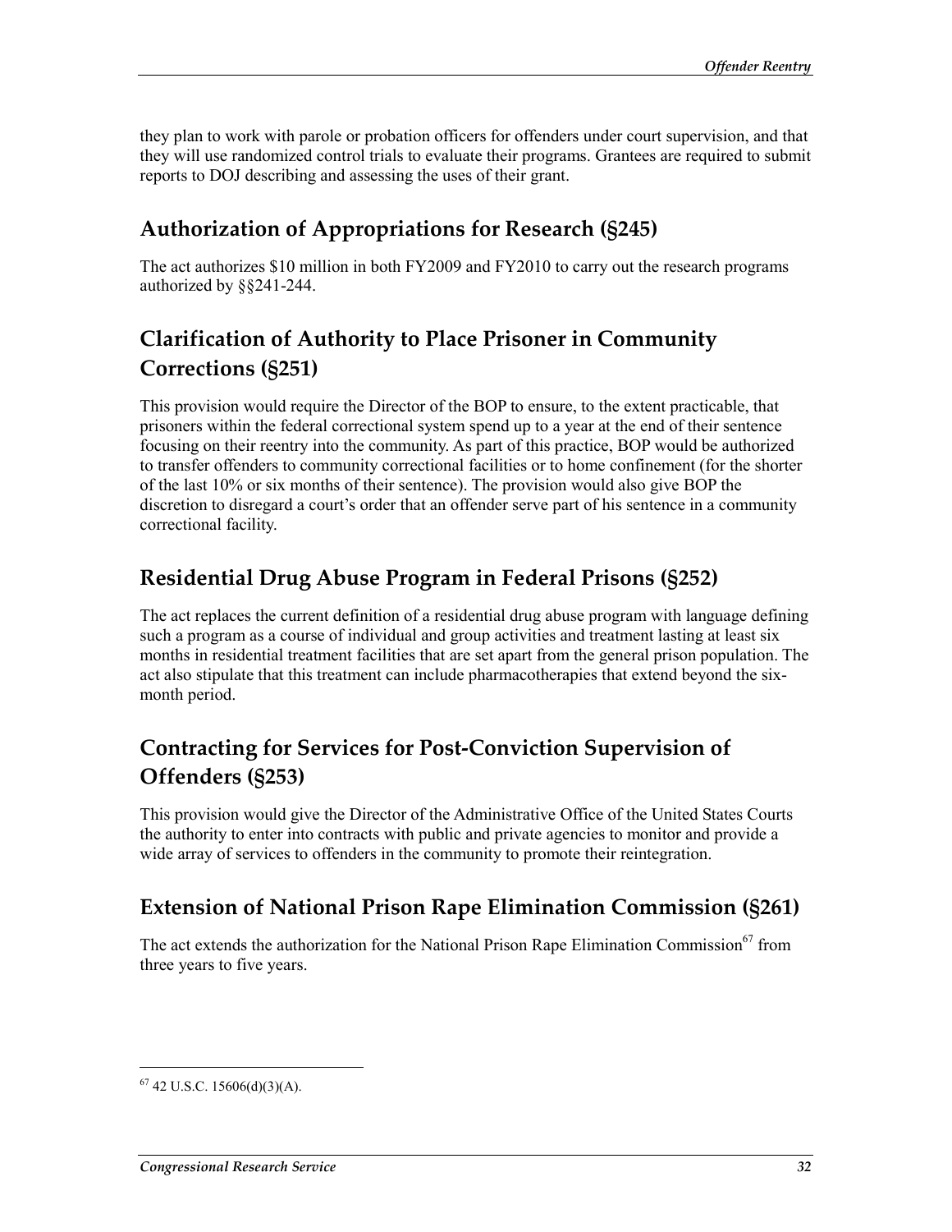they plan to work with parole or probation officers for offenders under court supervision, and that they will use randomized control trials to evaluate their programs. Grantees are required to submit reports to DOJ describing and assessing the uses of their grant.

## Authorization of Appropriations for Research (§245)

The act authorizes $10 million in both FY2009 and FY2010 to carry out the research programs authorized by §§241-244.

## Clarification of Authority to Place Prisoner in Community Corrections (§251)

This provision would require the Director of the BOP to ensure, to the extent practicable, that prisoners within the federal correctional system spend up to a year at the end of their sentence focusing on their reentry into the community. As part of this practice, BOP would be authorized to transfer offenders to community correctional facilities or to home confinement (for the shorter of the last 10% or six months of their sentence). The provision would also give BOP the discretion to disregard a court's order that an offender serve part of his sentence in a community correctional facility.

## Residential Drug Abuse Program in Federal Prisons (§252)

The act replaces the current definition of a residential drug abuse program with language defining such a program as a course of individual and group activities and treatment lasting at least six months in residential treatment facilities that are set apart from the general prison population. The act also stipulate that this treatment can include pharmacotherapies that extend beyond the six-month period.

## Contracting for Services for Post-Conviction Supervision of Offenders (§253)

This provision would give the Director of the Administrative Office of the United States Courts the authority to enter into contracts with public and private agencies to monitor and provide a wide array of services to offenders in the community to promote their reintegration.

## Extension of National Prison Rape Elimination Commission (§261)

The act extends the authorization for the National Prison Rape Elimination Commission[67] from three years to five years.

---

[67] 42 U.S.C. 15606(d)(3)(A).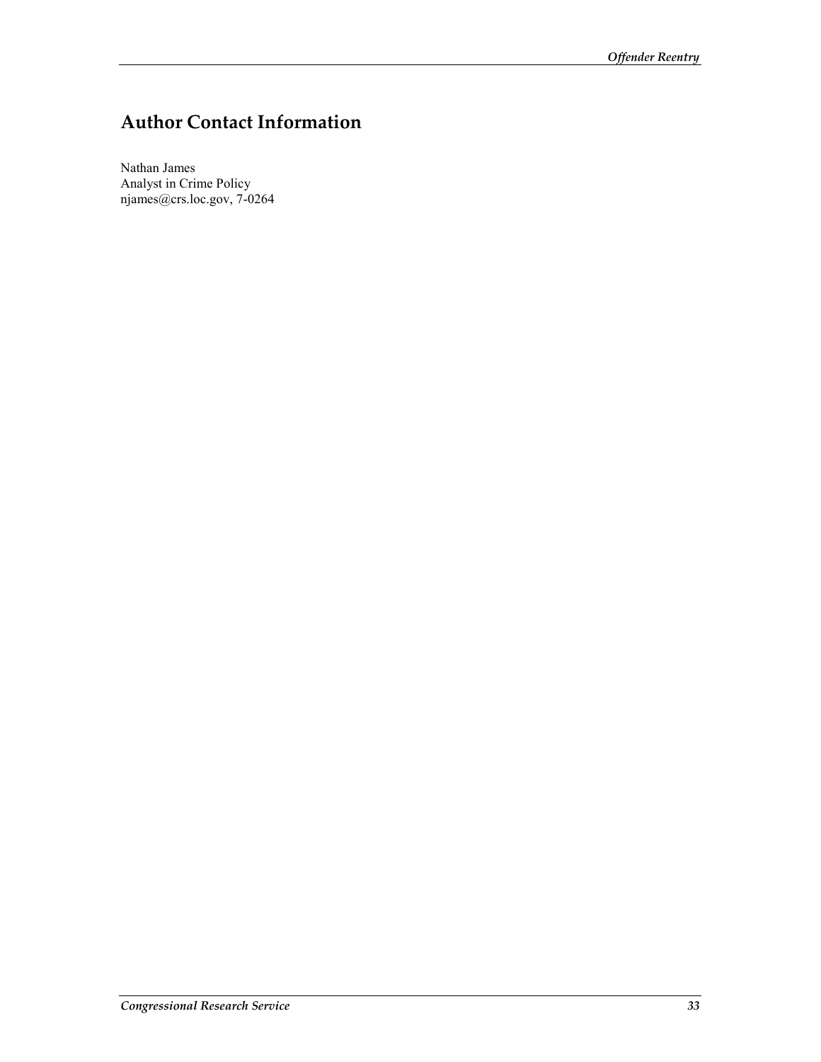## Author Contact Information

Nathan James
Analyst in Crime Policy
njames@crs.loc.gov, 7-0264